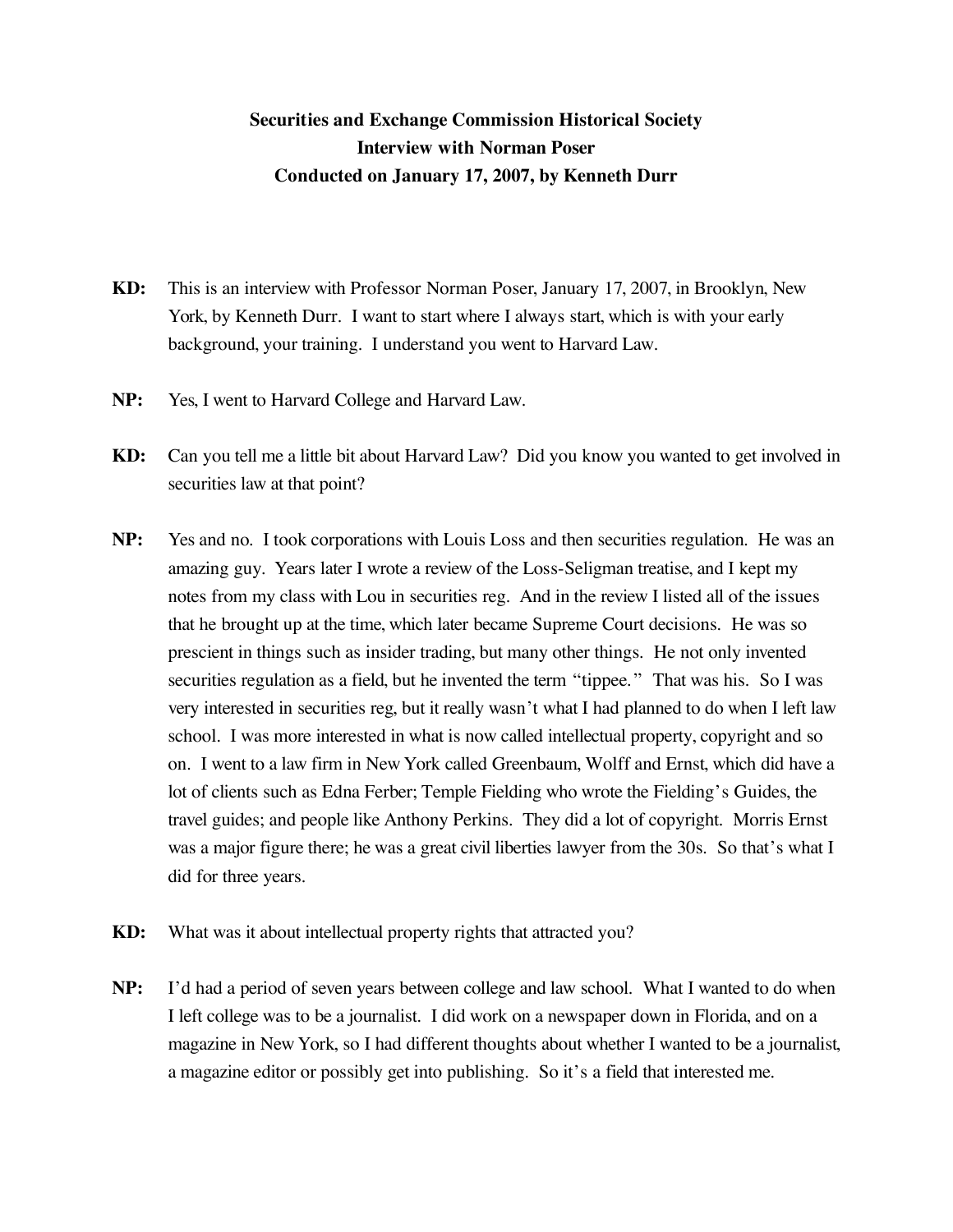**Securities and Exchange Commission Historical Society**
**Interview with Norman Poser**
**Conducted on January 17, 2007, by Kenneth Durr**

**KD:** This is an interview with Professor Norman Poser, January 17, 2007, in Brooklyn, New York, by Kenneth Durr. I want to start where I always start, which is with your early background, your training. I understand you went to Harvard Law.

**NP:** Yes, I went to Harvard College and Harvard Law.

**KD:** Can you tell me a little bit about Harvard Law? Did you know you wanted to get involved in securities law at that point?

**NP:** Yes and no. I took corporations with Louis Loss and then securities regulation. He was an amazing guy. Years later I wrote a review of the Loss-Seligman treatise, and I kept my notes from my class with Lou in securities reg. And in the review I listed all of the issues that he brought up at the time, which later became Supreme Court decisions. He was so prescient in things such as insider trading, but many other things. He not only invented securities regulation as a field, but he invented the term "tippee." That was his. So I was very interested in securities reg, but it really wasn't what I had planned to do when I left law school. I was more interested in what is now called intellectual property, copyright and so on. I went to a law firm in New York called Greenbaum, Wolff and Ernst, which did have a lot of clients such as Edna Ferber; Temple Fielding who wrote the Fielding's Guides, the travel guides; and people like Anthony Perkins. They did a lot of copyright. Morris Ernst was a major figure there; he was a great civil liberties lawyer from the 30s. So that's what I did for three years.

**KD:** What was it about intellectual property rights that attracted you?

**NP:** I'd had a period of seven years between college and law school. What I wanted to do when I left college was to be a journalist. I did work on a newspaper down in Florida, and on a magazine in New York, so I had different thoughts about whether I wanted to be a journalist, a magazine editor or possibly get into publishing. So it's a field that interested me.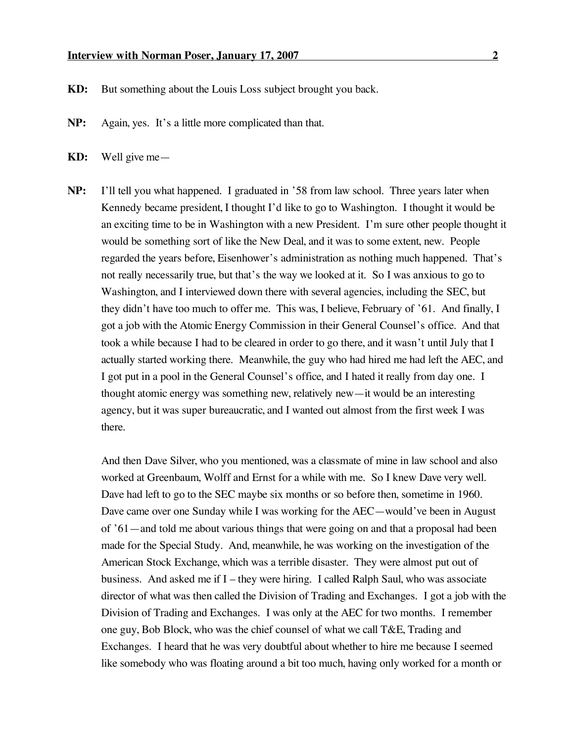**KD:** But something about the Louis Loss subject brought you back.

**NP:** Again, yes. It's a little more complicated than that.

**KD:** Well give me—

**NP:** I'll tell you what happened. I graduated in '58 from law school. Three years later when Kennedy became president, I thought I'd like to go to Washington. I thought it would be an exciting time to be in Washington with a new President. I'm sure other people thought it would be something sort of like the New Deal, and it was to some extent, new. People regarded the years before, Eisenhower's administration as nothing much happened. That's not really necessarily true, but that's the way we looked at it. So I was anxious to go to Washington, and I interviewed down there with several agencies, including the SEC, but they didn't have too much to offer me. This was, I believe, February of '61. And finally, I got a job with the Atomic Energy Commission in their General Counsel's office. And that took a while because I had to be cleared in order to go there, and it wasn't until July that I actually started working there. Meanwhile, the guy who had hired me had left the AEC, and I got put in a pool in the General Counsel's office, and I hated it really from day one. I thought atomic energy was something new, relatively new—it would be an interesting agency, but it was super bureaucratic, and I wanted out almost from the first week I was there.

And then Dave Silver, who you mentioned, was a classmate of mine in law school and also worked at Greenbaum, Wolff and Ernst for a while with me. So I knew Dave very well. Dave had left to go to the SEC maybe six months or so before then, sometime in 1960. Dave came over one Sunday while I was working for the AEC—would've been in August of '61—and told me about various things that were going on and that a proposal had been made for the Special Study. And, meanwhile, he was working on the investigation of the American Stock Exchange, which was a terrible disaster. They were almost put out of business. And asked me if I – they were hiring. I called Ralph Saul, who was associate director of what was then called the Division of Trading and Exchanges. I got a job with the Division of Trading and Exchanges. I was only at the AEC for two months. I remember one guy, Bob Block, who was the chief counsel of what we call T&E, Trading and Exchanges. I heard that he was very doubtful about whether to hire me because I seemed like somebody who was floating around a bit too much, having only worked for a month or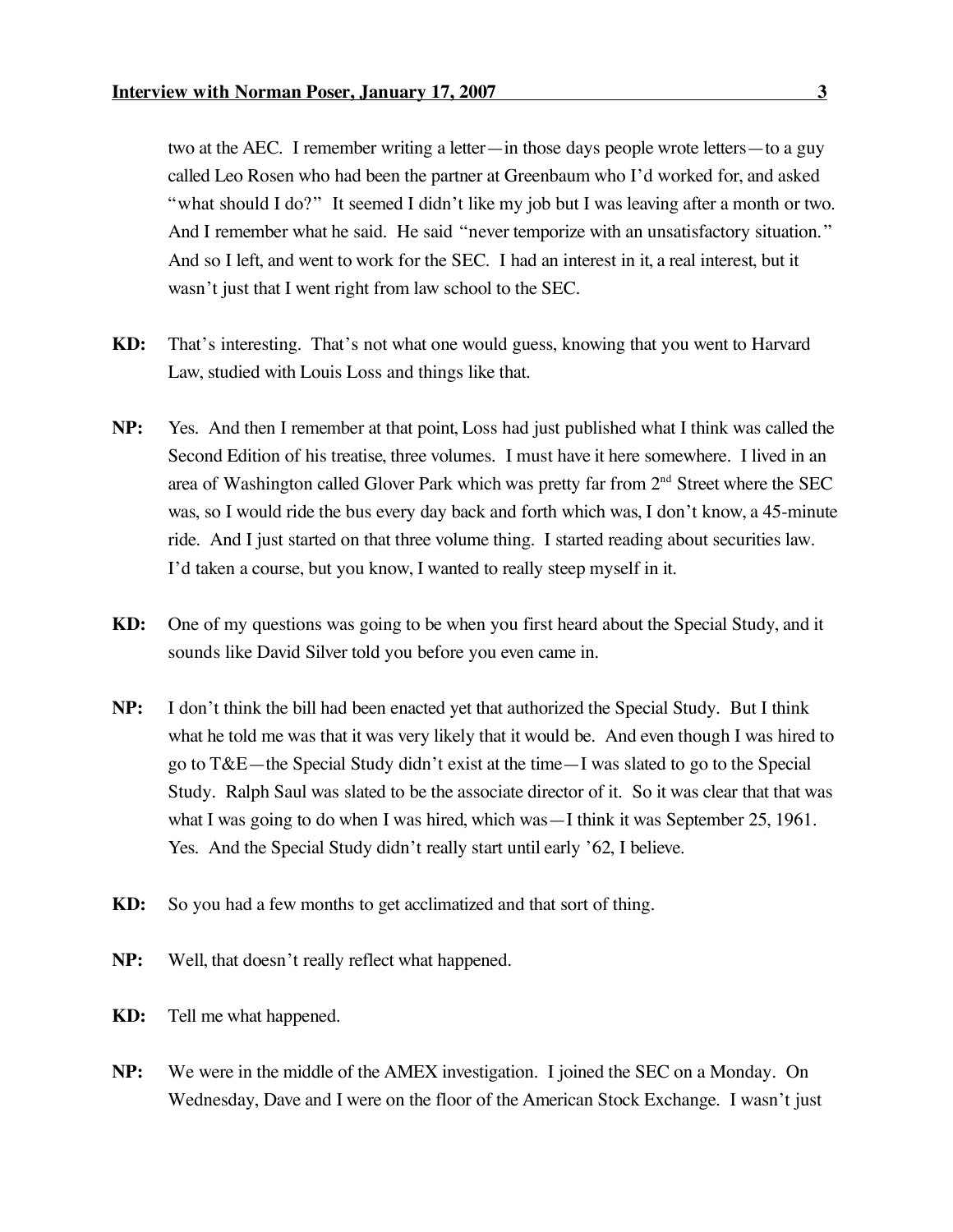two at the AEC. I remember writing a letter—in those days people wrote letters—to a guy called Leo Rosen who had been the partner at Greenbaum who I'd worked for, and asked "what should I do?" It seemed I didn't like my job but I was leaving after a month or two. And I remember what he said. He said "never temporize with an unsatisfactory situation." And so I left, and went to work for the SEC. I had an interest in it, a real interest, but it wasn't just that I went right from law school to the SEC.

**KD:** That's interesting. That's not what one would guess, knowing that you went to Harvard Law, studied with Louis Loss and things like that.

**NP:** Yes. And then I remember at that point, Loss had just published what I think was called the Second Edition of his treatise, three volumes. I must have it here somewhere. I lived in an area of Washington called Glover Park which was pretty far from 2nd Street where the SEC was, so I would ride the bus every day back and forth which was, I don't know, a 45-minute ride. And I just started on that three volume thing. I started reading about securities law. I'd taken a course, but you know, I wanted to really steep myself in it.

**KD:** One of my questions was going to be when you first heard about the Special Study, and it sounds like David Silver told you before you even came in.

**NP:** I don't think the bill had been enacted yet that authorized the Special Study. But I think what he told me was that it was very likely that it would be. And even though I was hired to go to T&E—the Special Study didn't exist at the time—I was slated to go to the Special Study. Ralph Saul was slated to be the associate director of it. So it was clear that that was what I was going to do when I was hired, which was—I think it was September 25, 1961. Yes. And the Special Study didn't really start until early '62, I believe.

**KD:** So you had a few months to get acclimatized and that sort of thing.

**NP:** Well, that doesn't really reflect what happened.

**KD:** Tell me what happened.

**NP:** We were in the middle of the AMEX investigation. I joined the SEC on a Monday. On Wednesday, Dave and I were on the floor of the American Stock Exchange. I wasn't just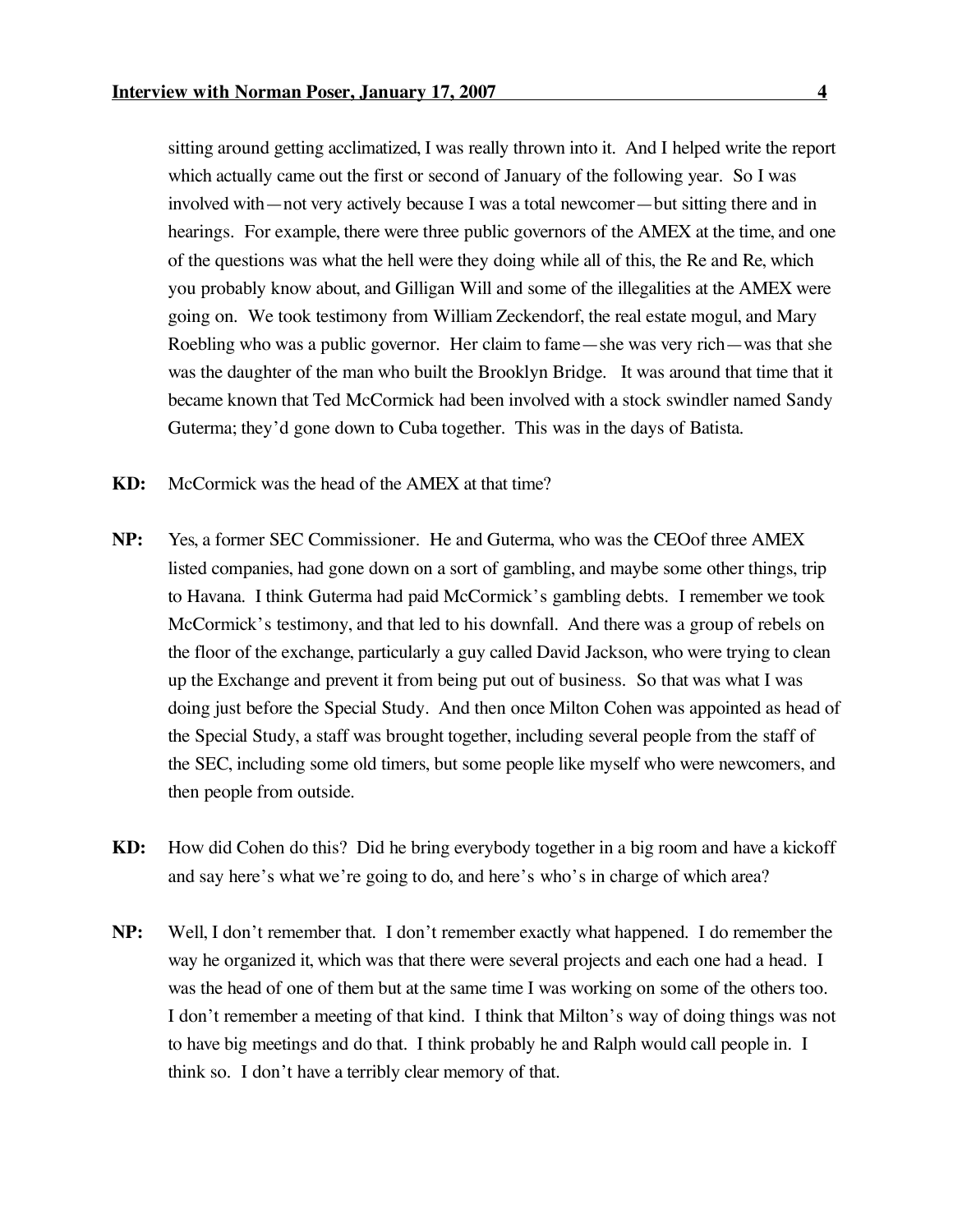sitting around getting acclimatized, I was really thrown into it. And I helped write the report which actually came out the first or second of January of the following year. So I was involved with—not very actively because I was a total newcomer—but sitting there and in hearings. For example, there were three public governors of the AMEX at the time, and one of the questions was what the hell were they doing while all of this, the Re and Re, which you probably know about, and Gilligan Will and some of the illegalities at the AMEX were going on. We took testimony from William Zeckendorf, the real estate mogul, and Mary Roebling who was a public governor. Her claim to fame—she was very rich—was that she was the daughter of the man who built the Brooklyn Bridge. It was around that time that it became known that Ted McCormick had been involved with a stock swindler named Sandy Guterma; they'd gone down to Cuba together. This was in the days of Batista.

**KD:** McCormick was the head of the AMEX at that time?

**NP:** Yes, a former SEC Commissioner. He and Guterma, who was the CEOof three AMEX listed companies, had gone down on a sort of gambling, and maybe some other things, trip to Havana. I think Guterma had paid McCormick's gambling debts. I remember we took McCormick's testimony, and that led to his downfall. And there was a group of rebels on the floor of the exchange, particularly a guy called David Jackson, who were trying to clean up the Exchange and prevent it from being put out of business. So that was what I was doing just before the Special Study. And then once Milton Cohen was appointed as head of the Special Study, a staff was brought together, including several people from the staff of the SEC, including some old timers, but some people like myself who were newcomers, and then people from outside.

**KD:** How did Cohen do this? Did he bring everybody together in a big room and have a kickoff and say here's what we're going to do, and here's who's in charge of which area?

**NP:** Well, I don't remember that. I don't remember exactly what happened. I do remember the way he organized it, which was that there were several projects and each one had a head. I was the head of one of them but at the same time I was working on some of the others too. I don't remember a meeting of that kind. I think that Milton's way of doing things was not to have big meetings and do that. I think probably he and Ralph would call people in. I think so. I don't have a terribly clear memory of that.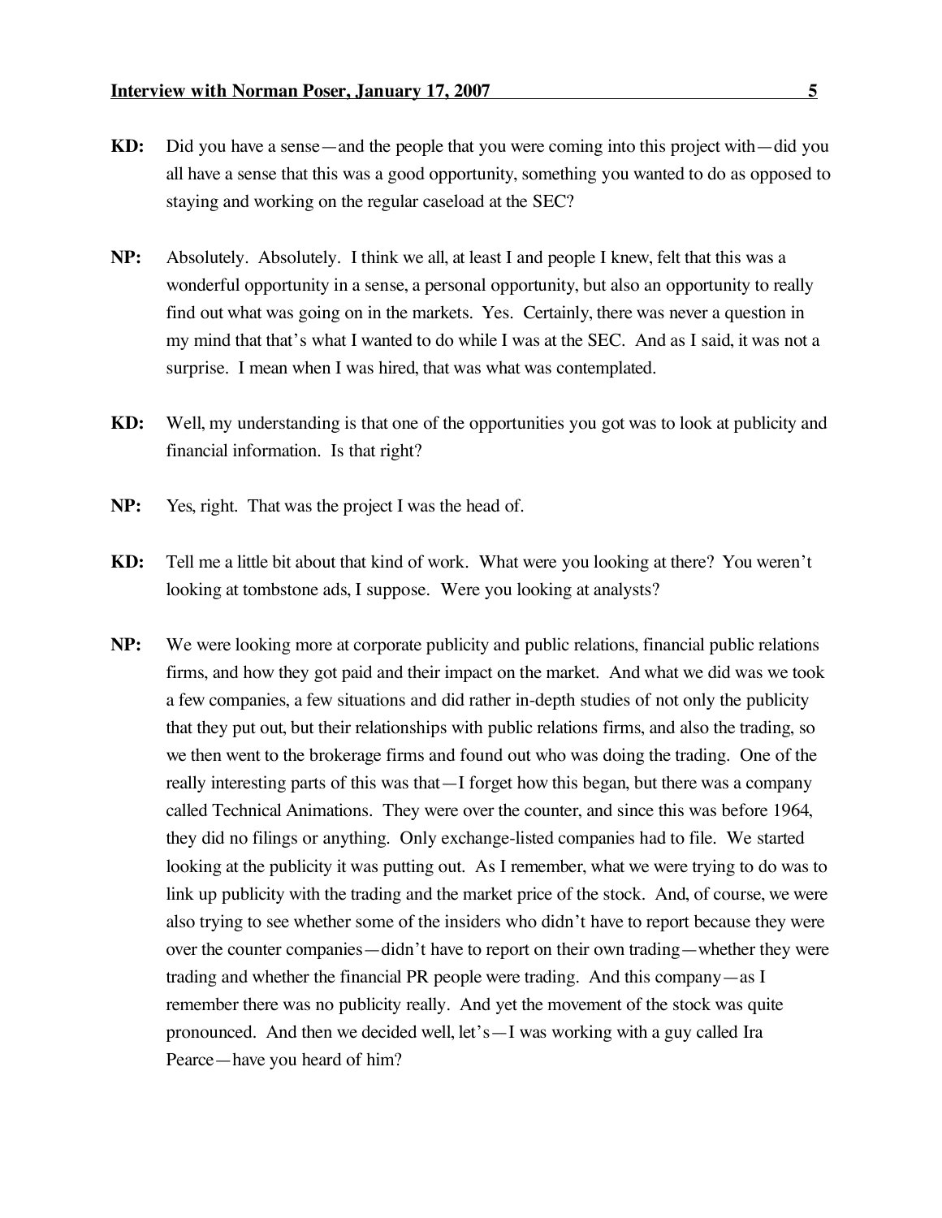**KD:** Did you have a sense—and the people that you were coming into this project with—did you all have a sense that this was a good opportunity, something you wanted to do as opposed to staying and working on the regular caseload at the SEC?

**NP:** Absolutely. Absolutely. I think we all, at least I and people I knew, felt that this was a wonderful opportunity in a sense, a personal opportunity, but also an opportunity to really find out what was going on in the markets. Yes. Certainly, there was never a question in my mind that that's what I wanted to do while I was at the SEC. And as I said, it was not a surprise. I mean when I was hired, that was what was contemplated.

**KD:** Well, my understanding is that one of the opportunities you got was to look at publicity and financial information. Is that right?

**NP:** Yes, right. That was the project I was the head of.

**KD:** Tell me a little bit about that kind of work. What were you looking at there? You weren't looking at tombstone ads, I suppose. Were you looking at analysts?

**NP:** We were looking more at corporate publicity and public relations, financial public relations firms, and how they got paid and their impact on the market. And what we did was we took a few companies, a few situations and did rather in-depth studies of not only the publicity that they put out, but their relationships with public relations firms, and also the trading, so we then went to the brokerage firms and found out who was doing the trading. One of the really interesting parts of this was that—I forget how this began, but there was a company called Technical Animations. They were over the counter, and since this was before 1964, they did no filings or anything. Only exchange-listed companies had to file. We started looking at the publicity it was putting out. As I remember, what we were trying to do was to link up publicity with the trading and the market price of the stock. And, of course, we were also trying to see whether some of the insiders who didn't have to report because they were over the counter companies—didn't have to report on their own trading—whether they were trading and whether the financial PR people were trading. And this company—as I remember there was no publicity really. And yet the movement of the stock was quite pronounced. And then we decided well, let's—I was working with a guy called Ira Pearce—have you heard of him?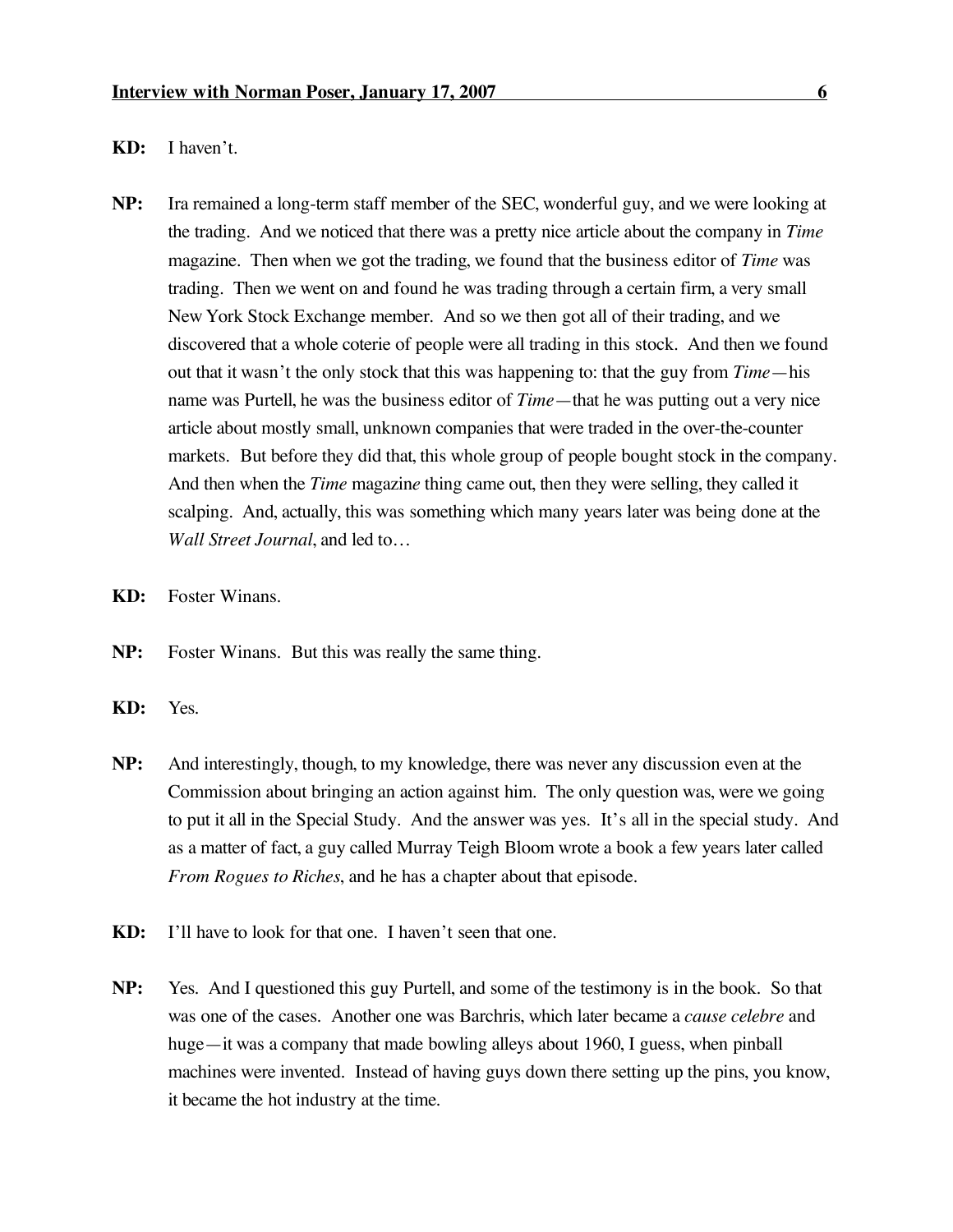**KD:** I haven't.

**NP:** Ira remained a long-term staff member of the SEC, wonderful guy, and we were looking at the trading. And we noticed that there was a pretty nice article about the company in *Time* magazine. Then when we got the trading, we found that the business editor of *Time* was trading. Then we went on and found he was trading through a certain firm, a very small New York Stock Exchange member. And so we then got all of their trading, and we discovered that a whole coterie of people were all trading in this stock. And then we found out that it wasn't the only stock that this was happening to: that the guy from *Time*—his name was Purtell, he was the business editor of *Time*—that he was putting out a very nice article about mostly small, unknown companies that were traded in the over-the-counter markets. But before they did that, this whole group of people bought stock in the company. And then when the *Time* magazine thing came out, then they were selling, they called it scalping. And, actually, this was something which many years later was being done at the *Wall Street Journal*, and led to…

**KD:** Foster Winans.

**NP:** Foster Winans. But this was really the same thing.

**KD:** Yes.

**NP:** And interestingly, though, to my knowledge, there was never any discussion even at the Commission about bringing an action against him. The only question was, were we going to put it all in the Special Study. And the answer was yes. It's all in the special study. And as a matter of fact, a guy called Murray Teigh Bloom wrote a book a few years later called *From Rogues to Riches*, and he has a chapter about that episode.

**KD:** I'll have to look for that one. I haven't seen that one.

**NP:** Yes. And I questioned this guy Purtell, and some of the testimony is in the book. So that was one of the cases. Another one was Barchris, which later became a *cause celebre* and huge—it was a company that made bowling alleys about 1960, I guess, when pinball machines were invented. Instead of having guys down there setting up the pins, you know, it became the hot industry at the time.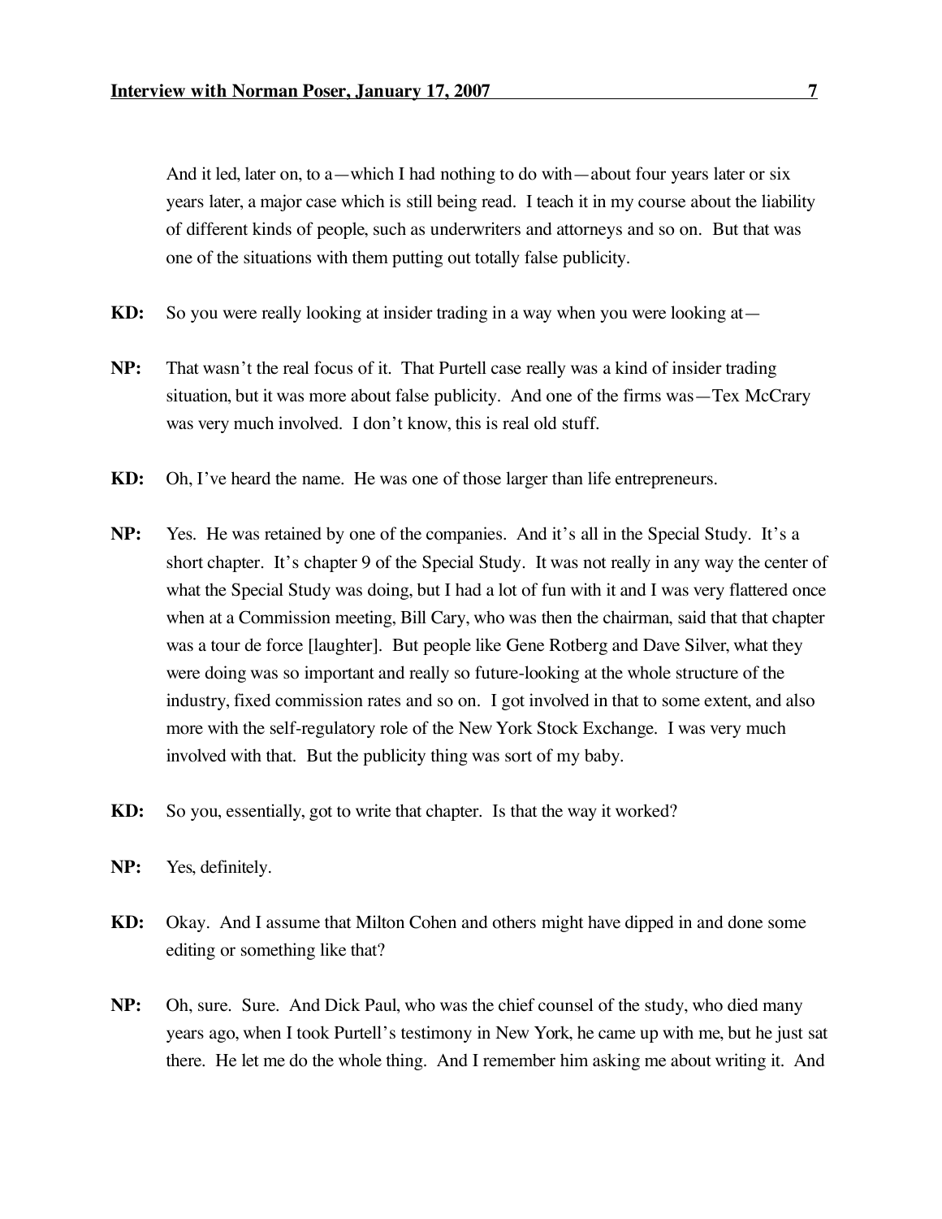And it led, later on, to a—which I had nothing to do with—about four years later or six years later, a major case which is still being read. I teach it in my course about the liability of different kinds of people, such as underwriters and attorneys and so on. But that was one of the situations with them putting out totally false publicity.

**KD:** So you were really looking at insider trading in a way when you were looking at—

**NP:** That wasn't the real focus of it. That Purtell case really was a kind of insider trading situation, but it was more about false publicity. And one of the firms was—Tex McCrary was very much involved. I don't know, this is real old stuff.

**KD:** Oh, I've heard the name. He was one of those larger than life entrepreneurs.

**NP:** Yes. He was retained by one of the companies. And it's all in the Special Study. It's a short chapter. It's chapter 9 of the Special Study. It was not really in any way the center of what the Special Study was doing, but I had a lot of fun with it and I was very flattered once when at a Commission meeting, Bill Cary, who was then the chairman, said that that chapter was a tour de force [laughter]. But people like Gene Rotberg and Dave Silver, what they were doing was so important and really so future-looking at the whole structure of the industry, fixed commission rates and so on. I got involved in that to some extent, and also more with the self-regulatory role of the New York Stock Exchange. I was very much involved with that. But the publicity thing was sort of my baby.

**KD:** So you, essentially, got to write that chapter. Is that the way it worked?

**NP:** Yes, definitely.

**KD:** Okay. And I assume that Milton Cohen and others might have dipped in and done some editing or something like that?

**NP:** Oh, sure. Sure. And Dick Paul, who was the chief counsel of the study, who died many years ago, when I took Purtell's testimony in New York, he came up with me, but he just sat there. He let me do the whole thing. And I remember him asking me about writing it. And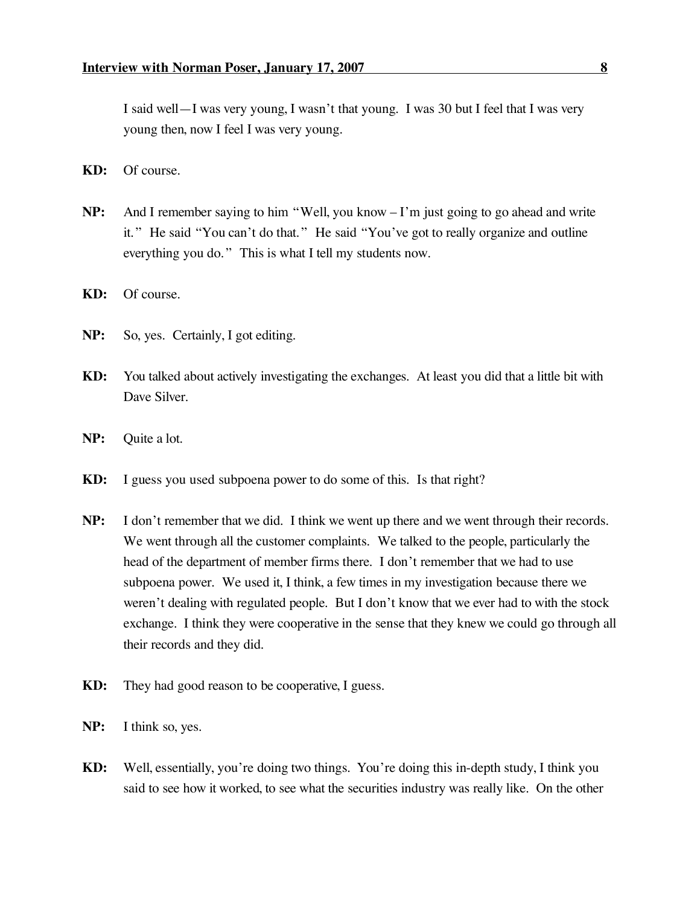I said well—I was very young, I wasn't that young. I was 30 but I feel that I was very young then, now I feel I was very young.

**KD:** Of course.

**NP:** And I remember saying to him "Well, you know – I'm just going to go ahead and write it." He said "You can't do that." He said "You've got to really organize and outline everything you do." This is what I tell my students now.

**KD:** Of course.

**NP:** So, yes. Certainly, I got editing.

**KD:** You talked about actively investigating the exchanges. At least you did that a little bit with Dave Silver.

**NP:** Quite a lot.

**KD:** I guess you used subpoena power to do some of this. Is that right?

**NP:** I don't remember that we did. I think we went up there and we went through their records. We went through all the customer complaints. We talked to the people, particularly the head of the department of member firms there. I don't remember that we had to use subpoena power. We used it, I think, a few times in my investigation because there we weren't dealing with regulated people. But I don't know that we ever had to with the stock exchange. I think they were cooperative in the sense that they knew we could go through all their records and they did.

**KD:** They had good reason to be cooperative, I guess.

**NP:** I think so, yes.

**KD:** Well, essentially, you're doing two things. You're doing this in-depth study, I think you said to see how it worked, to see what the securities industry was really like. On the other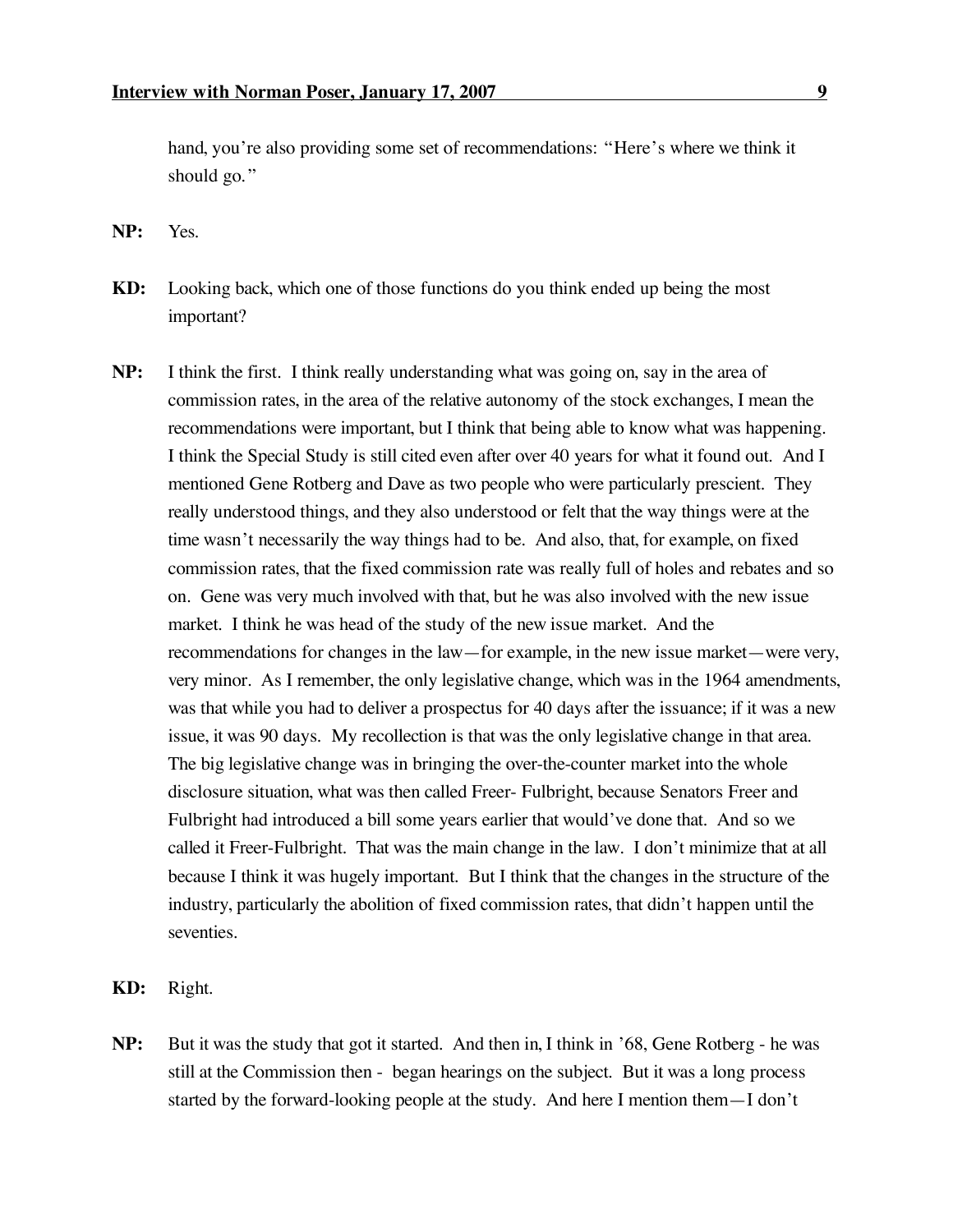hand, you're also providing some set of recommendations: "Here's where we think it should go."

**NP:** Yes.

**KD:** Looking back, which one of those functions do you think ended up being the most important?

**NP:** I think the first. I think really understanding what was going on, say in the area of commission rates, in the area of the relative autonomy of the stock exchanges, I mean the recommendations were important, but I think that being able to know what was happening. I think the Special Study is still cited even after over 40 years for what it found out. And I mentioned Gene Rotberg and Dave as two people who were particularly prescient. They really understood things, and they also understood or felt that the way things were at the time wasn't necessarily the way things had to be. And also, that, for example, on fixed commission rates, that the fixed commission rate was really full of holes and rebates and so on. Gene was very much involved with that, but he was also involved with the new issue market. I think he was head of the study of the new issue market. And the recommendations for changes in the law—for example, in the new issue market—were very, very minor. As I remember, the only legislative change, which was in the 1964 amendments, was that while you had to deliver a prospectus for 40 days after the issuance; if it was a new issue, it was 90 days. My recollection is that was the only legislative change in that area. The big legislative change was in bringing the over-the-counter market into the whole disclosure situation, what was then called Freer- Fulbright, because Senators Freer and Fulbright had introduced a bill some years earlier that would've done that. And so we called it Freer-Fulbright. That was the main change in the law. I don't minimize that at all because I think it was hugely important. But I think that the changes in the structure of the industry, particularly the abolition of fixed commission rates, that didn't happen until the seventies.

**KD:** Right.

**NP:** But it was the study that got it started. And then in, I think in '68, Gene Rotberg - he was still at the Commission then - began hearings on the subject. But it was a long process started by the forward-looking people at the study. And here I mention them—I don't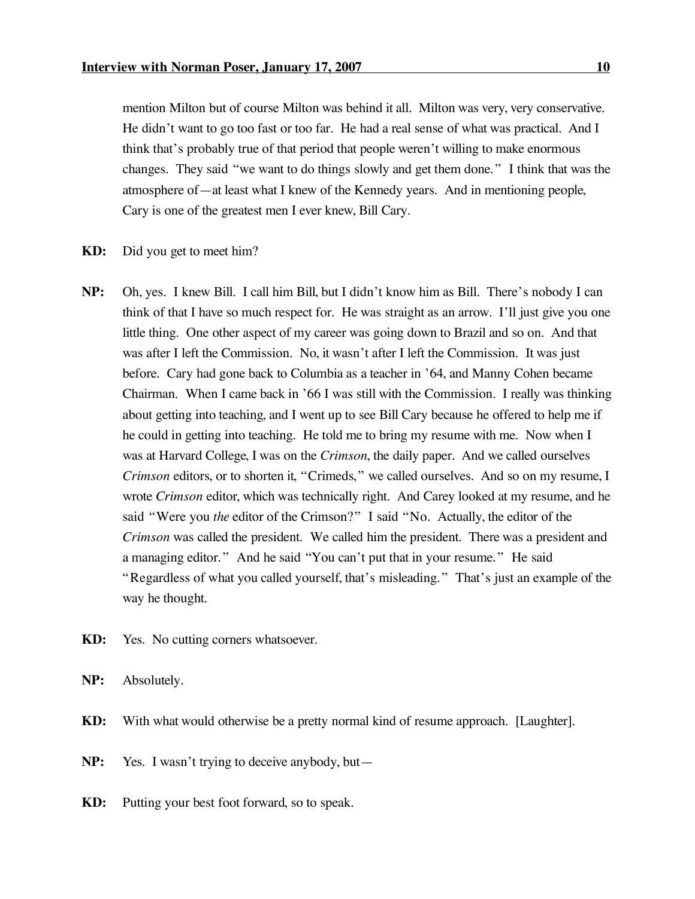mention Milton but of course Milton was behind it all. Milton was very, very conservative. He didn't want to go too fast or too far. He had a real sense of what was practical. And I think that's probably true of that period that people weren't willing to make enormous changes. They said "we want to do things slowly and get them done." I think that was the atmosphere of—at least what I knew of the Kennedy years. And in mentioning people, Cary is one of the greatest men I ever knew, Bill Cary.

**KD:** Did you get to meet him?

**NP:** Oh, yes. I knew Bill. I call him Bill, but I didn't know him as Bill. There's nobody I can think of that I have so much respect for. He was straight as an arrow. I'll just give you one little thing. One other aspect of my career was going down to Brazil and so on. And that was after I left the Commission. No, it wasn't after I left the Commission. It was just before. Cary had gone back to Columbia as a teacher in '64, and Manny Cohen became Chairman. When I came back in '66 I was still with the Commission. I really was thinking about getting into teaching, and I went up to see Bill Cary because he offered to help me if he could in getting into teaching. He told me to bring my resume with me. Now when I was at Harvard College, I was on the *Crimson*, the daily paper. And we called ourselves *Crimson* editors, or to shorten it, "Crimeds," we called ourselves. And so on my resume, I wrote *Crimson* editor, which was technically right. And Carey looked at my resume, and he said "Were you *the* editor of the Crimson?" I said "No. Actually, the editor of the *Crimson* was called the president. We called him the president. There was a president and a managing editor." And he said "You can't put that in your resume." He said "Regardless of what you called yourself, that's misleading." That's just an example of the way he thought.

**KD:** Yes. No cutting corners whatsoever.

**NP:** Absolutely.

**KD:** With what would otherwise be a pretty normal kind of resume approach. [Laughter].

**NP:** Yes. I wasn't trying to deceive anybody, but—

**KD:** Putting your best foot forward, so to speak.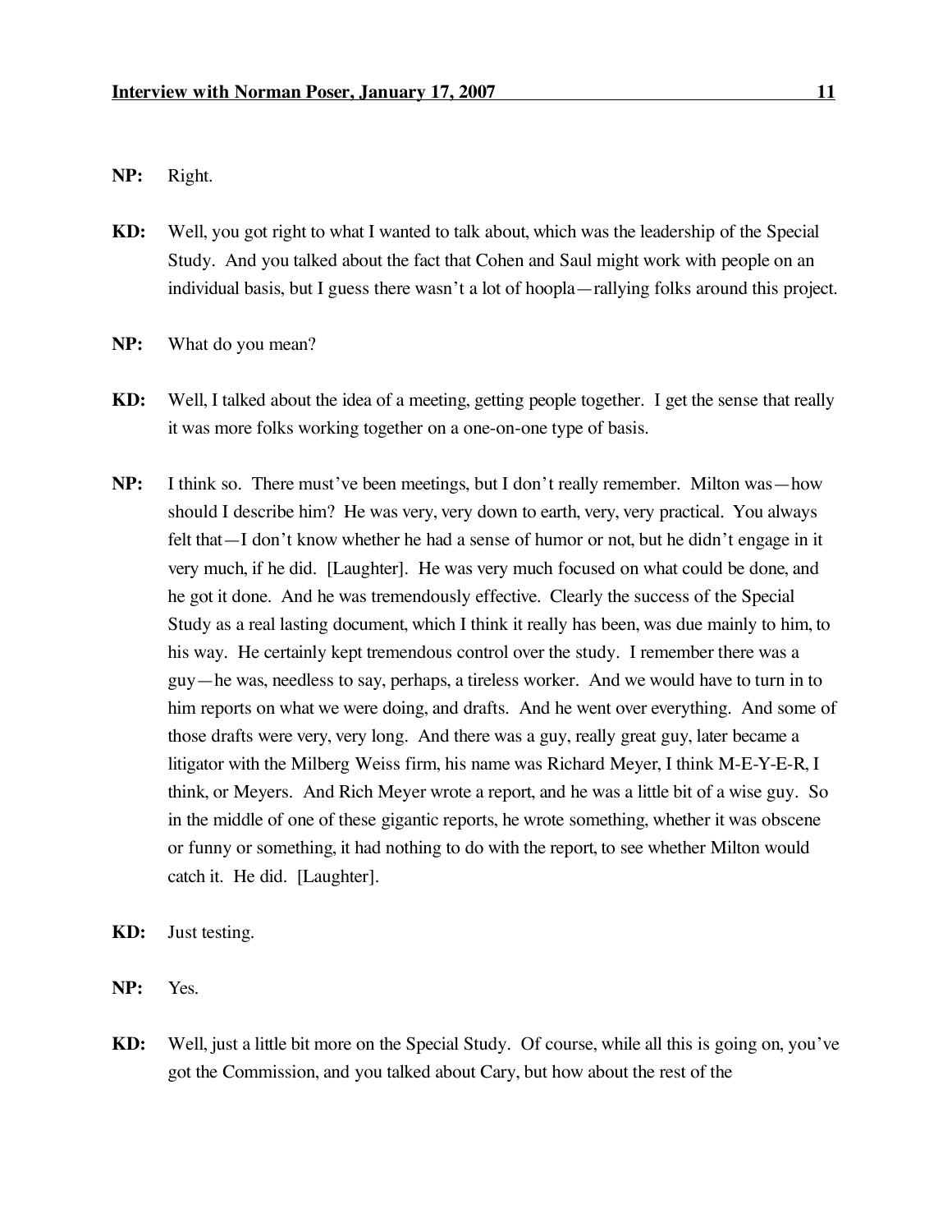**NP:** Right.

**KD:** Well, you got right to what I wanted to talk about, which was the leadership of the Special Study. And you talked about the fact that Cohen and Saul might work with people on an individual basis, but I guess there wasn't a lot of hoopla—rallying folks around this project.

**NP:** What do you mean?

**KD:** Well, I talked about the idea of a meeting, getting people together. I get the sense that really it was more folks working together on a one-on-one type of basis.

**NP:** I think so. There must've been meetings, but I don't really remember. Milton was—how should I describe him? He was very, very down to earth, very, very practical. You always felt that—I don't know whether he had a sense of humor or not, but he didn't engage in it very much, if he did. [Laughter]. He was very much focused on what could be done, and he got it done. And he was tremendously effective. Clearly the success of the Special Study as a real lasting document, which I think it really has been, was due mainly to him, to his way. He certainly kept tremendous control over the study. I remember there was a guy—he was, needless to say, perhaps, a tireless worker. And we would have to turn in to him reports on what we were doing, and drafts. And he went over everything. And some of those drafts were very, very long. And there was a guy, really great guy, later became a litigator with the Milberg Weiss firm, his name was Richard Meyer, I think M-E-Y-E-R, I think, or Meyers. And Rich Meyer wrote a report, and he was a little bit of a wise guy. So in the middle of one of these gigantic reports, he wrote something, whether it was obscene or funny or something, it had nothing to do with the report, to see whether Milton would catch it. He did. [Laughter].

**KD:** Just testing.

**NP:** Yes.

**KD:** Well, just a little bit more on the Special Study. Of course, while all this is going on, you've got the Commission, and you talked about Cary, but how about the rest of the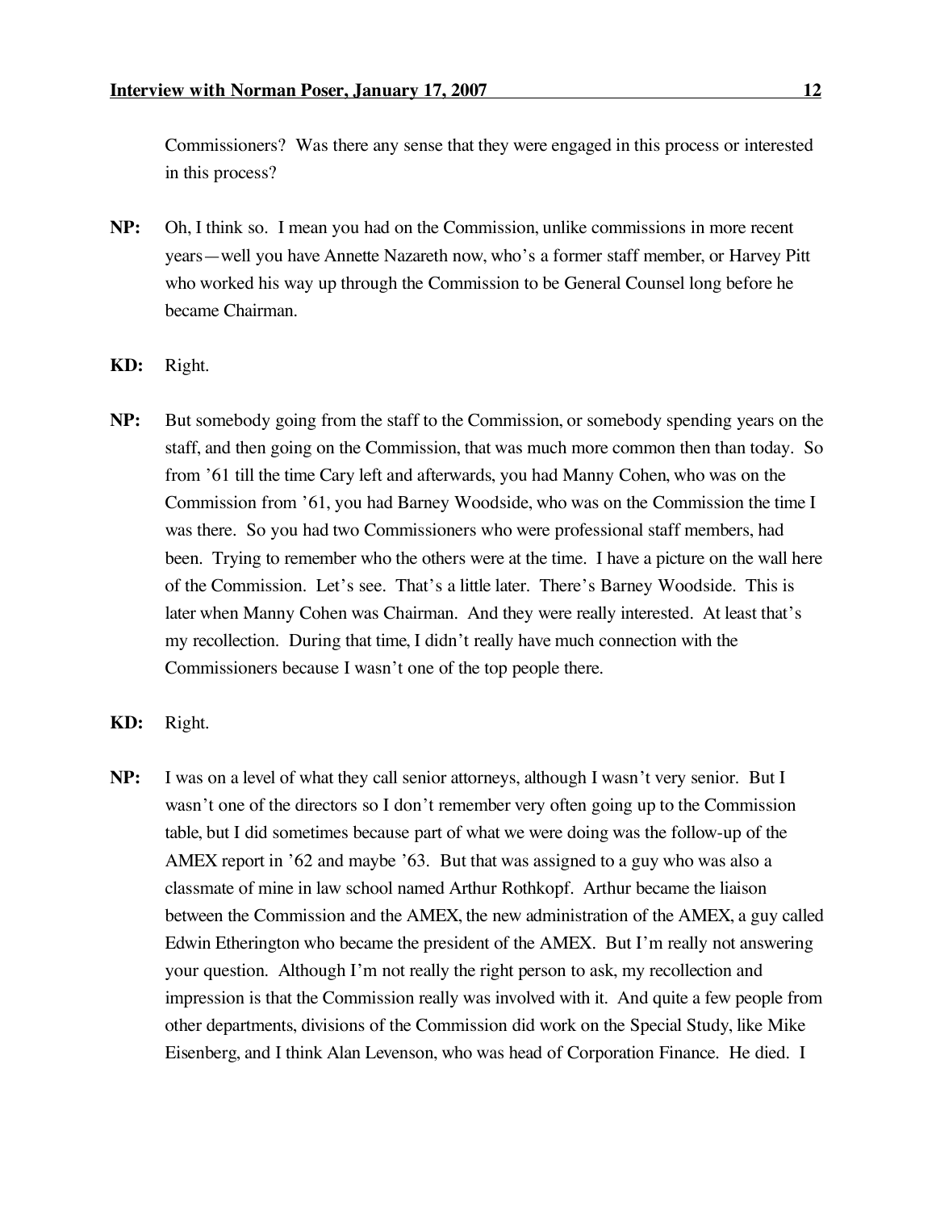Commissioners? Was there any sense that they were engaged in this process or interested in this process?

**NP:** Oh, I think so. I mean you had on the Commission, unlike commissions in more recent years—well you have Annette Nazareth now, who's a former staff member, or Harvey Pitt who worked his way up through the Commission to be General Counsel long before he became Chairman.

**KD:** Right.

**NP:** But somebody going from the staff to the Commission, or somebody spending years on the staff, and then going on the Commission, that was much more common then than today. So from '61 till the time Cary left and afterwards, you had Manny Cohen, who was on the Commission from '61, you had Barney Woodside, who was on the Commission the time I was there. So you had two Commissioners who were professional staff members, had been. Trying to remember who the others were at the time. I have a picture on the wall here of the Commission. Let's see. That's a little later. There's Barney Woodside. This is later when Manny Cohen was Chairman. And they were really interested. At least that's my recollection. During that time, I didn't really have much connection with the Commissioners because I wasn't one of the top people there.

**KD:** Right.

**NP:** I was on a level of what they call senior attorneys, although I wasn't very senior. But I wasn't one of the directors so I don't remember very often going up to the Commission table, but I did sometimes because part of what we were doing was the follow-up of the AMEX report in '62 and maybe '63. But that was assigned to a guy who was also a classmate of mine in law school named Arthur Rothkopf. Arthur became the liaison between the Commission and the AMEX, the new administration of the AMEX, a guy called Edwin Etherington who became the president of the AMEX. But I'm really not answering your question. Although I'm not really the right person to ask, my recollection and impression is that the Commission really was involved with it. And quite a few people from other departments, divisions of the Commission did work on the Special Study, like Mike Eisenberg, and I think Alan Levenson, who was head of Corporation Finance. He died. I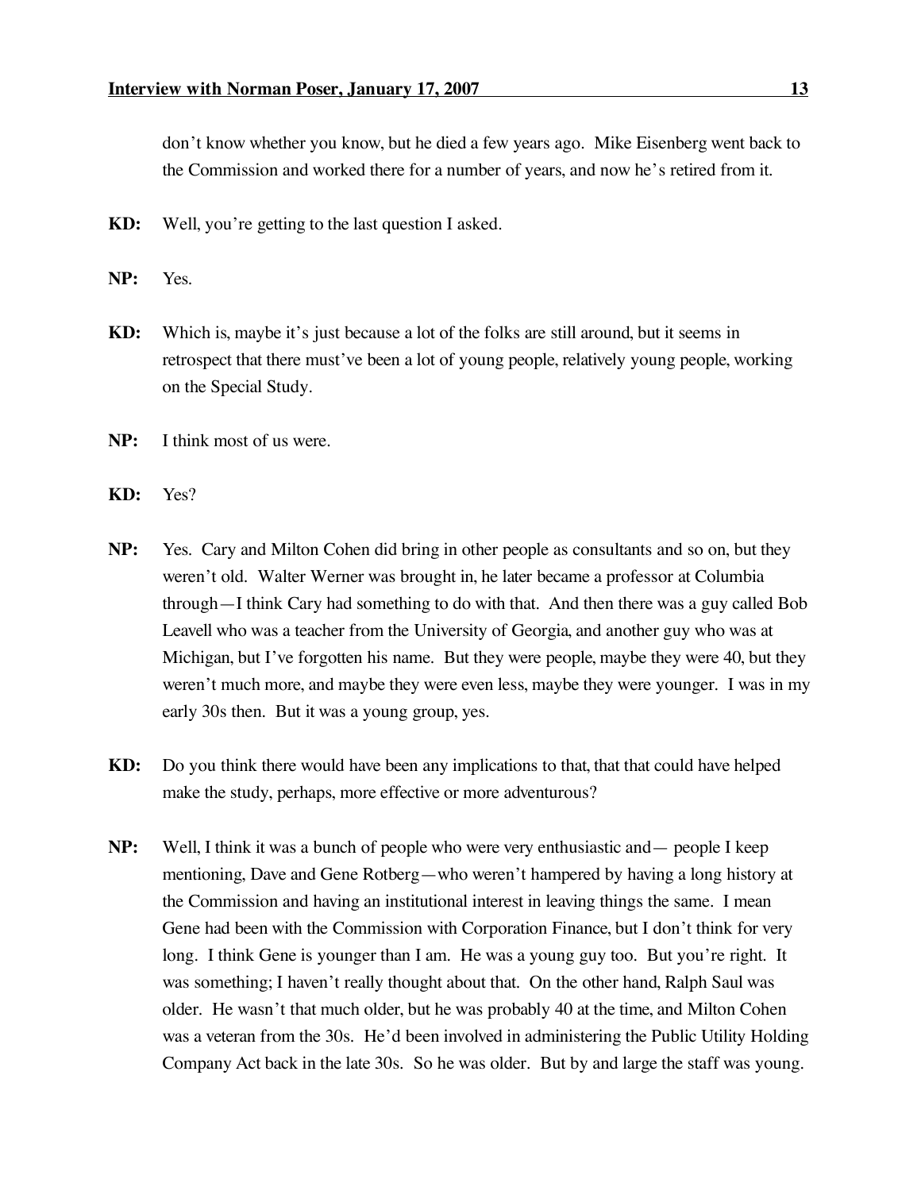don't know whether you know, but he died a few years ago. Mike Eisenberg went back to the Commission and worked there for a number of years, and now he's retired from it.

**KD:** Well, you're getting to the last question I asked.

**NP:** Yes.

**KD:** Which is, maybe it's just because a lot of the folks are still around, but it seems in retrospect that there must've been a lot of young people, relatively young people, working on the Special Study.

**NP:** I think most of us were.

**KD:** Yes?

**NP:** Yes. Cary and Milton Cohen did bring in other people as consultants and so on, but they weren't old. Walter Werner was brought in, he later became a professor at Columbia through—I think Cary had something to do with that. And then there was a guy called Bob Leavell who was a teacher from the University of Georgia, and another guy who was at Michigan, but I've forgotten his name. But they were people, maybe they were 40, but they weren't much more, and maybe they were even less, maybe they were younger. I was in my early 30s then. But it was a young group, yes.

**KD:** Do you think there would have been any implications to that, that that could have helped make the study, perhaps, more effective or more adventurous?

**NP:** Well, I think it was a bunch of people who were very enthusiastic and— people I keep mentioning, Dave and Gene Rotberg—who weren't hampered by having a long history at the Commission and having an institutional interest in leaving things the same. I mean Gene had been with the Commission with Corporation Finance, but I don't think for very long. I think Gene is younger than I am. He was a young guy too. But you're right. It was something; I haven't really thought about that. On the other hand, Ralph Saul was older. He wasn't that much older, but he was probably 40 at the time, and Milton Cohen was a veteran from the 30s. He'd been involved in administering the Public Utility Holding Company Act back in the late 30s. So he was older. But by and large the staff was young.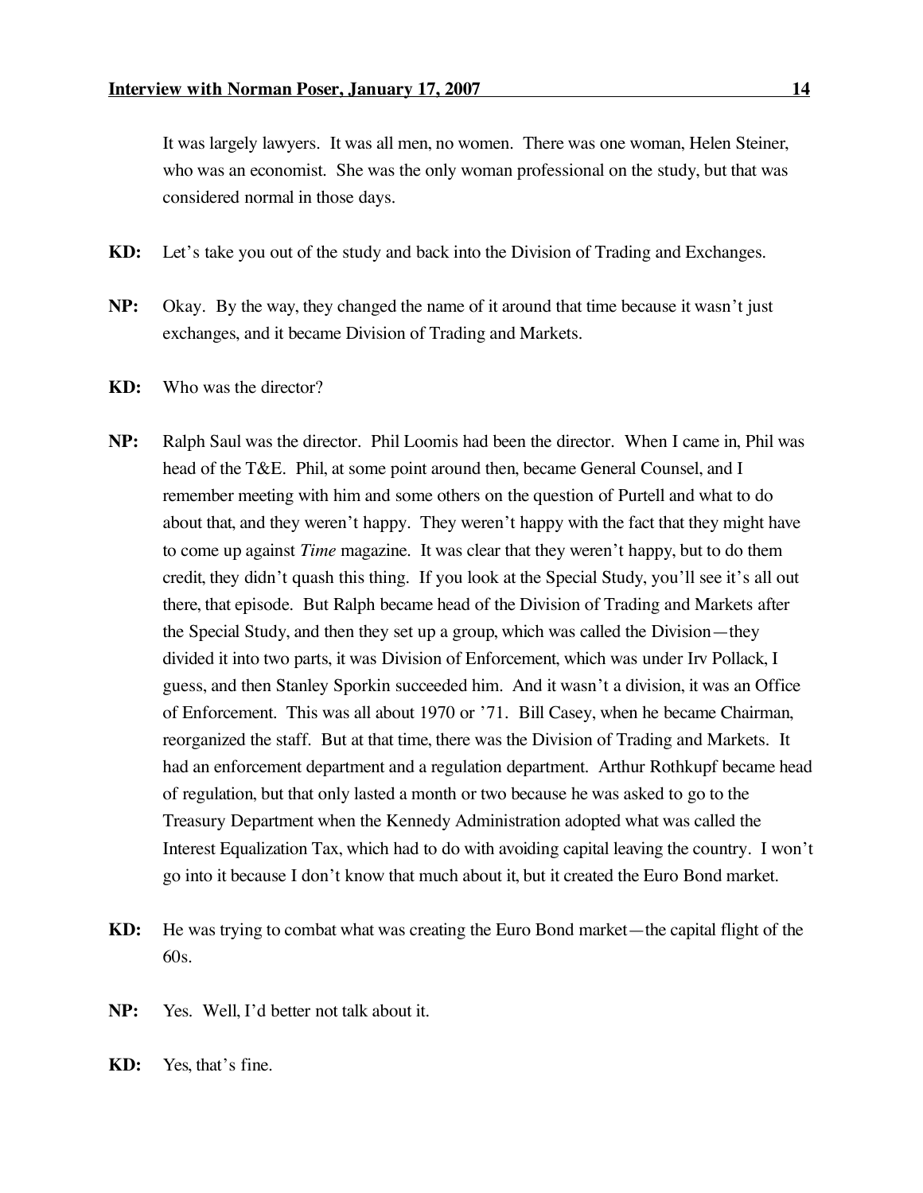It was largely lawyers. It was all men, no women. There was one woman, Helen Steiner, who was an economist. She was the only woman professional on the study, but that was considered normal in those days.

**KD:** Let's take you out of the study and back into the Division of Trading and Exchanges.

**NP:** Okay. By the way, they changed the name of it around that time because it wasn't just exchanges, and it became Division of Trading and Markets.

**KD:** Who was the director?

**NP:** Ralph Saul was the director. Phil Loomis had been the director. When I came in, Phil was head of the T&E. Phil, at some point around then, became General Counsel, and I remember meeting with him and some others on the question of Purtell and what to do about that, and they weren't happy. They weren't happy with the fact that they might have to come up against *Time* magazine. It was clear that they weren't happy, but to do them credit, they didn't quash this thing. If you look at the Special Study, you'll see it's all out there, that episode. But Ralph became head of the Division of Trading and Markets after the Special Study, and then they set up a group, which was called the Division—they divided it into two parts, it was Division of Enforcement, which was under Irv Pollack, I guess, and then Stanley Sporkin succeeded him. And it wasn't a division, it was an Office of Enforcement. This was all about 1970 or '71. Bill Casey, when he became Chairman, reorganized the staff. But at that time, there was the Division of Trading and Markets. It had an enforcement department and a regulation department. Arthur Rothkupf became head of regulation, but that only lasted a month or two because he was asked to go to the Treasury Department when the Kennedy Administration adopted what was called the Interest Equalization Tax, which had to do with avoiding capital leaving the country. I won't go into it because I don't know that much about it, but it created the Euro Bond market.

**KD:** He was trying to combat what was creating the Euro Bond market—the capital flight of the 60s.

**NP:** Yes. Well, I'd better not talk about it.

**KD:** Yes, that's fine.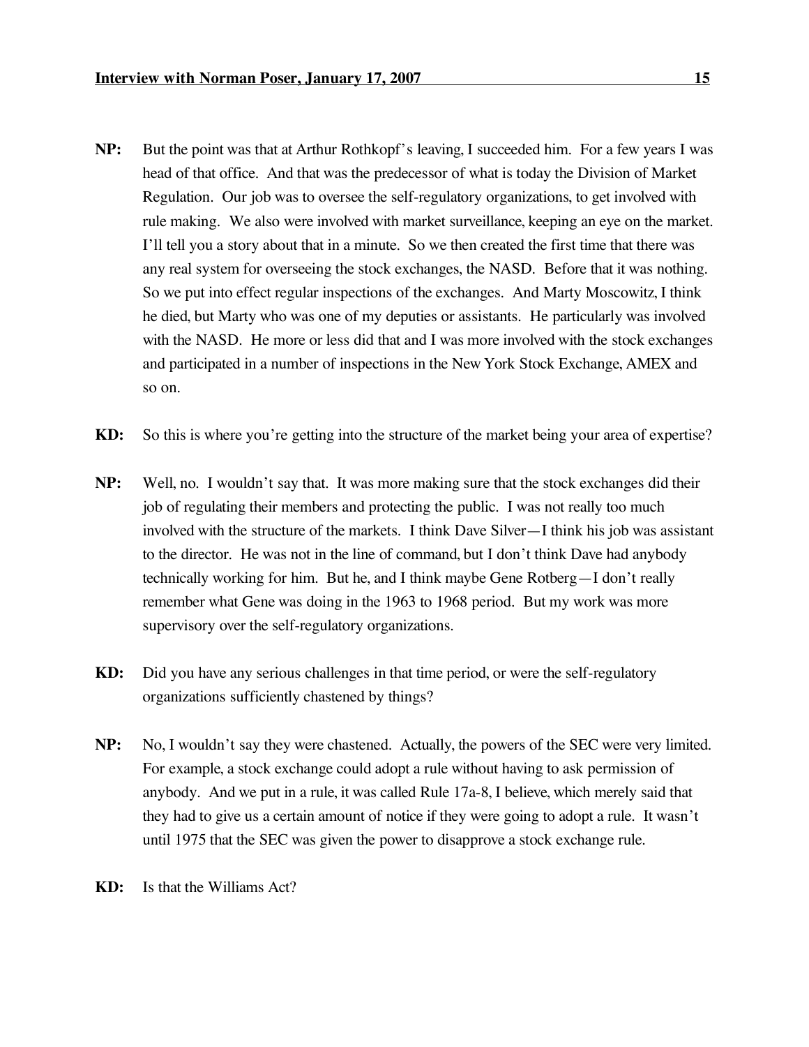**NP:** But the point was that at Arthur Rothkopf's leaving, I succeeded him. For a few years I was head of that office. And that was the predecessor of what is today the Division of Market Regulation. Our job was to oversee the self-regulatory organizations, to get involved with rule making. We also were involved with market surveillance, keeping an eye on the market. I'll tell you a story about that in a minute. So we then created the first time that there was any real system for overseeing the stock exchanges, the NASD. Before that it was nothing. So we put into effect regular inspections of the exchanges. And Marty Moscowitz, I think he died, but Marty who was one of my deputies or assistants. He particularly was involved with the NASD. He more or less did that and I was more involved with the stock exchanges and participated in a number of inspections in the New York Stock Exchange, AMEX and so on.

**KD:** So this is where you're getting into the structure of the market being your area of expertise?

**NP:** Well, no. I wouldn't say that. It was more making sure that the stock exchanges did their job of regulating their members and protecting the public. I was not really too much involved with the structure of the markets. I think Dave Silver—I think his job was assistant to the director. He was not in the line of command, but I don't think Dave had anybody technically working for him. But he, and I think maybe Gene Rotberg—I don't really remember what Gene was doing in the 1963 to 1968 period. But my work was more supervisory over the self-regulatory organizations.

**KD:** Did you have any serious challenges in that time period, or were the self-regulatory organizations sufficiently chastened by things?

**NP:** No, I wouldn't say they were chastened. Actually, the powers of the SEC were very limited. For example, a stock exchange could adopt a rule without having to ask permission of anybody. And we put in a rule, it was called Rule 17a-8, I believe, which merely said that they had to give us a certain amount of notice if they were going to adopt a rule. It wasn't until 1975 that the SEC was given the power to disapprove a stock exchange rule.

**KD:** Is that the Williams Act?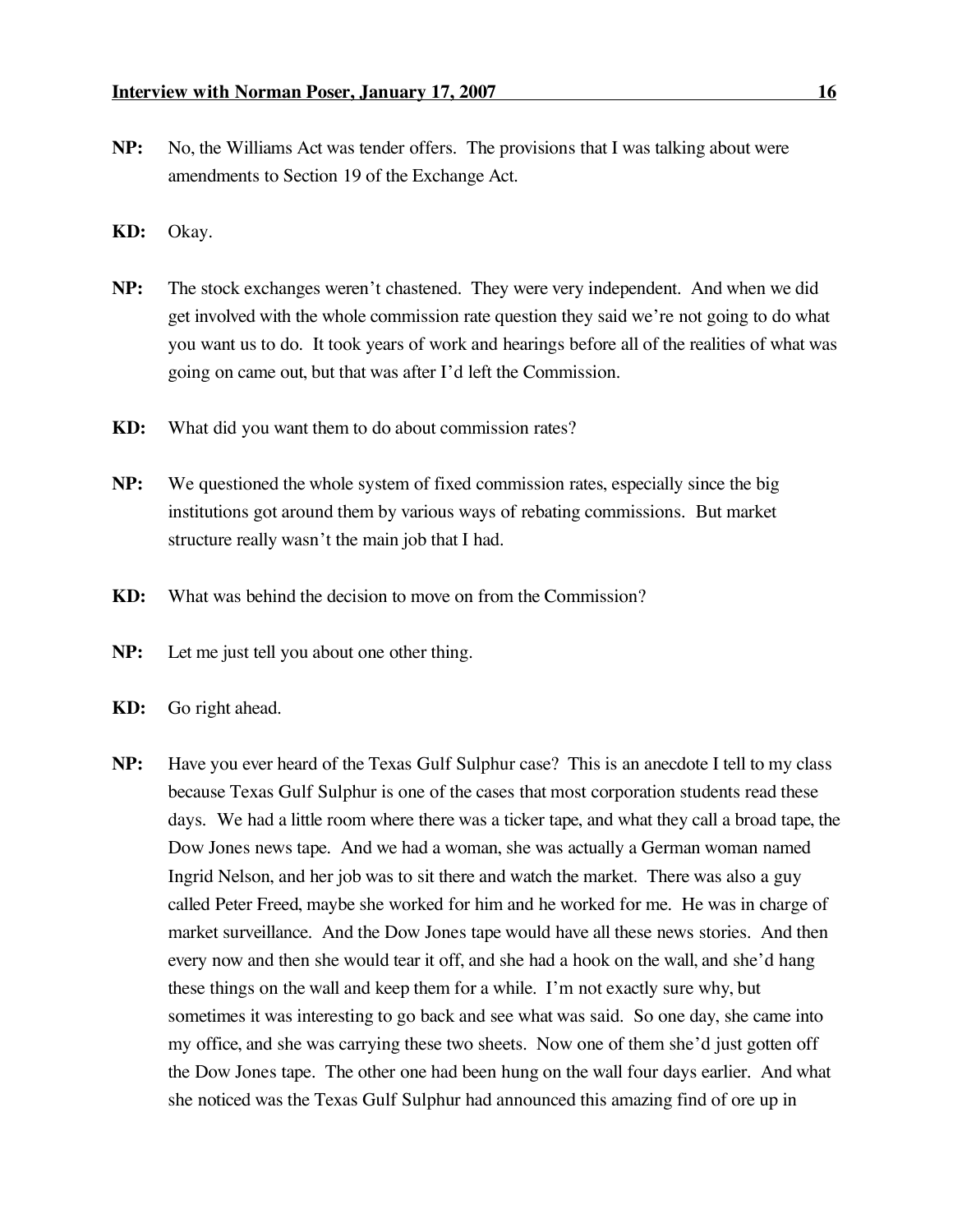**NP:** No, the Williams Act was tender offers. The provisions that I was talking about were amendments to Section 19 of the Exchange Act.

**KD:** Okay.

**NP:** The stock exchanges weren't chastened. They were very independent. And when we did get involved with the whole commission rate question they said we're not going to do what you want us to do. It took years of work and hearings before all of the realities of what was going on came out, but that was after I'd left the Commission.

**KD:** What did you want them to do about commission rates?

**NP:** We questioned the whole system of fixed commission rates, especially since the big institutions got around them by various ways of rebating commissions. But market structure really wasn't the main job that I had.

**KD:** What was behind the decision to move on from the Commission?

**NP:** Let me just tell you about one other thing.

**KD:** Go right ahead.

**NP:** Have you ever heard of the Texas Gulf Sulphur case? This is an anecdote I tell to my class because Texas Gulf Sulphur is one of the cases that most corporation students read these days. We had a little room where there was a ticker tape, and what they call a broad tape, the Dow Jones news tape. And we had a woman, she was actually a German woman named Ingrid Nelson, and her job was to sit there and watch the market. There was also a guy called Peter Freed, maybe she worked for him and he worked for me. He was in charge of market surveillance. And the Dow Jones tape would have all these news stories. And then every now and then she would tear it off, and she had a hook on the wall, and she'd hang these things on the wall and keep them for a while. I'm not exactly sure why, but sometimes it was interesting to go back and see what was said. So one day, she came into my office, and she was carrying these two sheets. Now one of them she'd just gotten off the Dow Jones tape. The other one had been hung on the wall four days earlier. And what she noticed was the Texas Gulf Sulphur had announced this amazing find of ore up in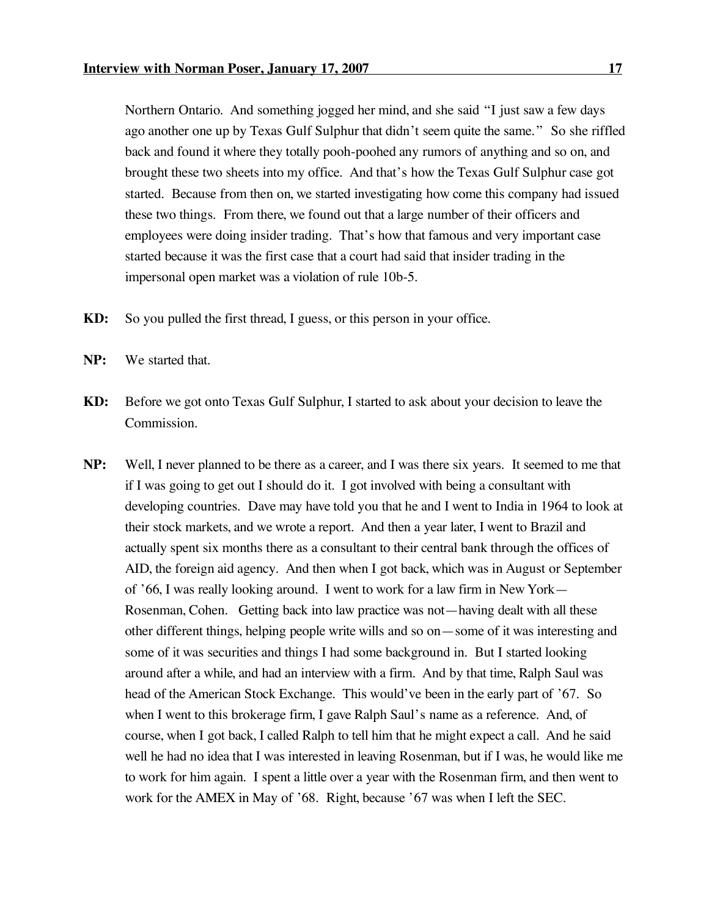Northern Ontario. And something jogged her mind, and she said "I just saw a few days ago another one up by Texas Gulf Sulphur that didn't seem quite the same." So she riffled back and found it where they totally pooh-poohed any rumors of anything and so on, and brought these two sheets into my office. And that's how the Texas Gulf Sulphur case got started. Because from then on, we started investigating how come this company had issued these two things. From there, we found out that a large number of their officers and employees were doing insider trading. That's how that famous and very important case started because it was the first case that a court had said that insider trading in the impersonal open market was a violation of rule 10b-5.

**KD:** So you pulled the first thread, I guess, or this person in your office.

**NP:** We started that.

**KD:** Before we got onto Texas Gulf Sulphur, I started to ask about your decision to leave the Commission.

**NP:** Well, I never planned to be there as a career, and I was there six years. It seemed to me that if I was going to get out I should do it. I got involved with being a consultant with developing countries. Dave may have told you that he and I went to India in 1964 to look at their stock markets, and we wrote a report. And then a year later, I went to Brazil and actually spent six months there as a consultant to their central bank through the offices of AID, the foreign aid agency. And then when I got back, which was in August or September of '66, I was really looking around. I went to work for a law firm in New York—Rosenman, Cohen. Getting back into law practice was not—having dealt with all these other different things, helping people write wills and so on—some of it was interesting and some of it was securities and things I had some background in. But I started looking around after a while, and had an interview with a firm. And by that time, Ralph Saul was head of the American Stock Exchange. This would've been in the early part of '67. So when I went to this brokerage firm, I gave Ralph Saul's name as a reference. And, of course, when I got back, I called Ralph to tell him that he might expect a call. And he said well he had no idea that I was interested in leaving Rosenman, but if I was, he would like me to work for him again. I spent a little over a year with the Rosenman firm, and then went to work for the AMEX in May of '68. Right, because '67 was when I left the SEC.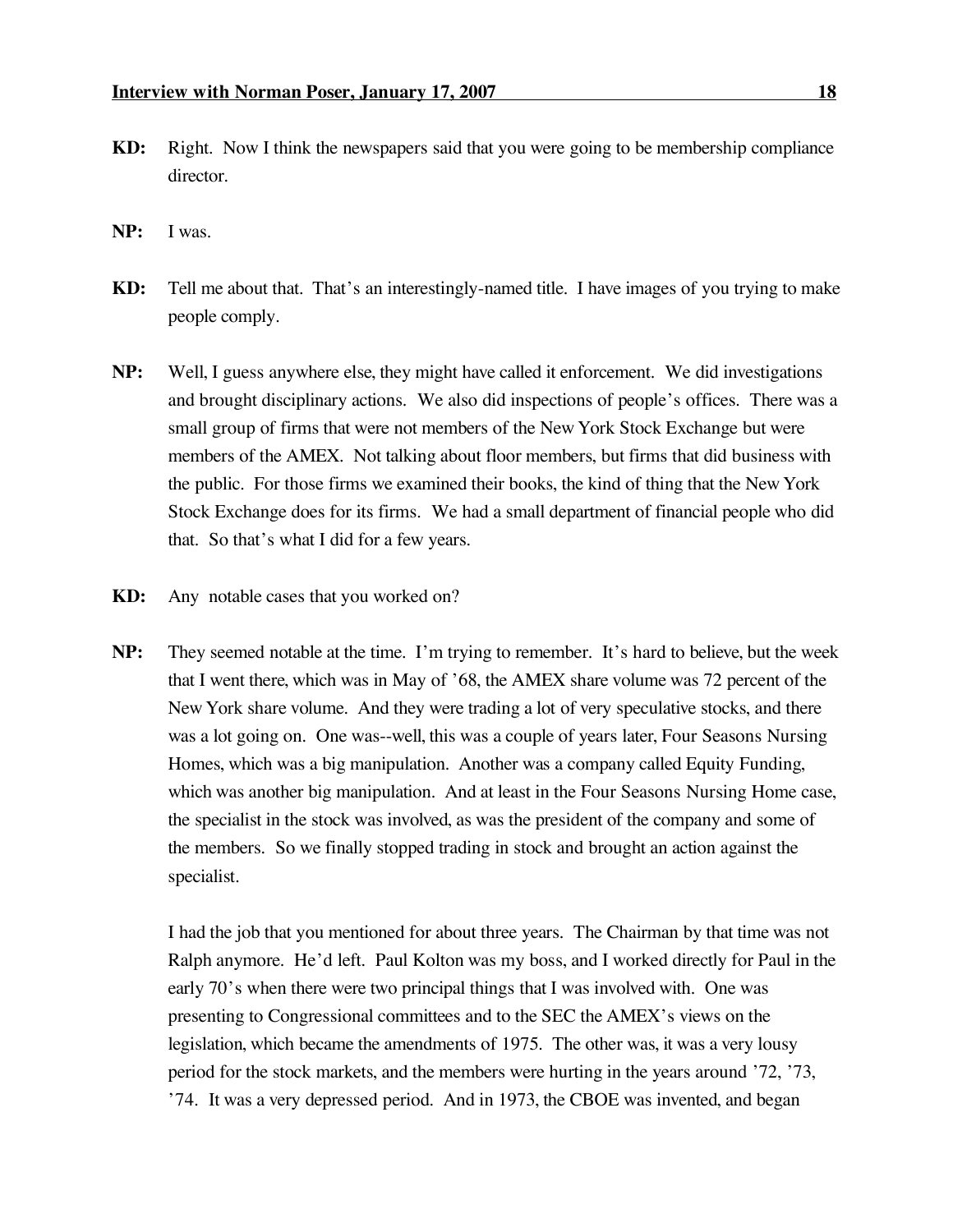**KD:** Right. Now I think the newspapers said that you were going to be membership compliance director.

**NP:** I was.

**KD:** Tell me about that. That's an interestingly-named title. I have images of you trying to make people comply.

**NP:** Well, I guess anywhere else, they might have called it enforcement. We did investigations and brought disciplinary actions. We also did inspections of people's offices. There was a small group of firms that were not members of the New York Stock Exchange but were members of the AMEX. Not talking about floor members, but firms that did business with the public. For those firms we examined their books, the kind of thing that the New York Stock Exchange does for its firms. We had a small department of financial people who did that. So that's what I did for a few years.

**KD:** Any notable cases that you worked on?

**NP:** They seemed notable at the time. I'm trying to remember. It's hard to believe, but the week that I went there, which was in May of '68, the AMEX share volume was 72 percent of the New York share volume. And they were trading a lot of very speculative stocks, and there was a lot going on. One was--well, this was a couple of years later, Four Seasons Nursing Homes, which was a big manipulation. Another was a company called Equity Funding, which was another big manipulation. And at least in the Four Seasons Nursing Home case, the specialist in the stock was involved, as was the president of the company and some of the members. So we finally stopped trading in stock and brought an action against the specialist.

I had the job that you mentioned for about three years. The Chairman by that time was not Ralph anymore. He'd left. Paul Kolton was my boss, and I worked directly for Paul in the early 70's when there were two principal things that I was involved with. One was presenting to Congressional committees and to the SEC the AMEX's views on the legislation, which became the amendments of 1975. The other was, it was a very lousy period for the stock markets, and the members were hurting in the years around '72, '73, '74. It was a very depressed period. And in 1973, the CBOE was invented, and began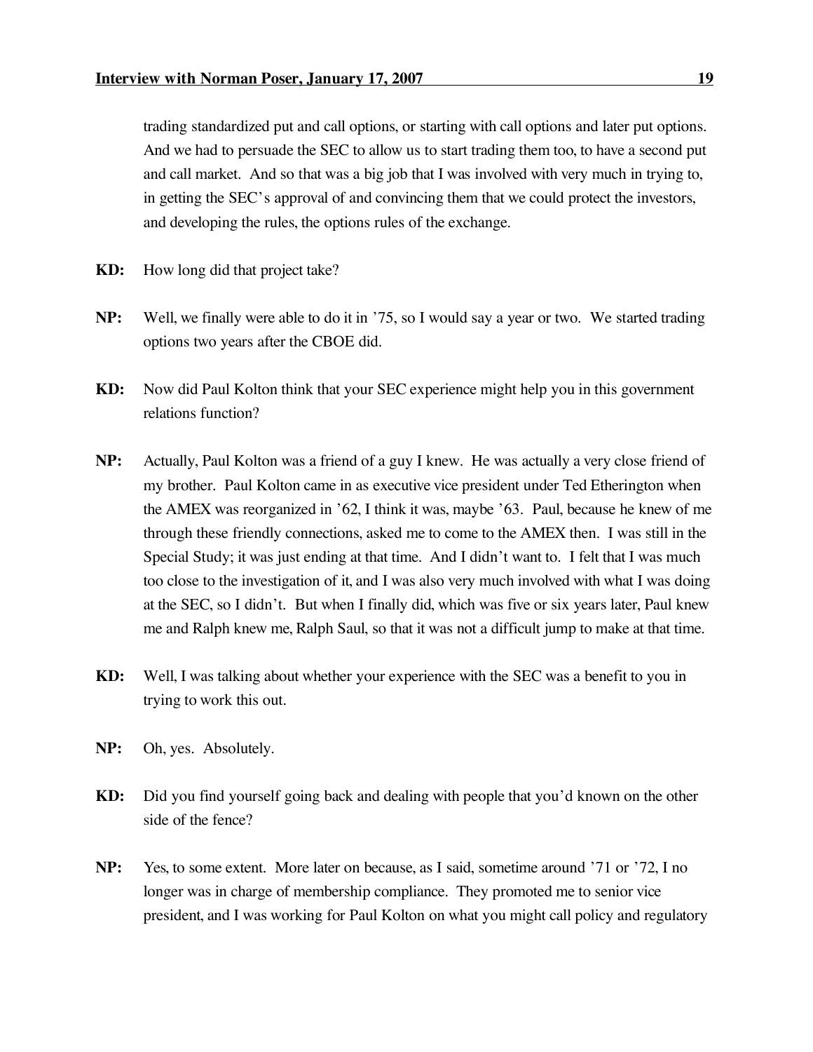trading standardized put and call options, or starting with call options and later put options. And we had to persuade the SEC to allow us to start trading them too, to have a second put and call market. And so that was a big job that I was involved with very much in trying to, in getting the SEC's approval of and convincing them that we could protect the investors, and developing the rules, the options rules of the exchange.

**KD:** How long did that project take?

**NP:** Well, we finally were able to do it in '75, so I would say a year or two. We started trading options two years after the CBOE did.

**KD:** Now did Paul Kolton think that your SEC experience might help you in this government relations function?

**NP:** Actually, Paul Kolton was a friend of a guy I knew. He was actually a very close friend of my brother. Paul Kolton came in as executive vice president under Ted Etherington when the AMEX was reorganized in '62, I think it was, maybe '63. Paul, because he knew of me through these friendly connections, asked me to come to the AMEX then. I was still in the Special Study; it was just ending at that time. And I didn't want to. I felt that I was much too close to the investigation of it, and I was also very much involved with what I was doing at the SEC, so I didn't. But when I finally did, which was five or six years later, Paul knew me and Ralph knew me, Ralph Saul, so that it was not a difficult jump to make at that time.

**KD:** Well, I was talking about whether your experience with the SEC was a benefit to you in trying to work this out.

**NP:** Oh, yes. Absolutely.

**KD:** Did you find yourself going back and dealing with people that you'd known on the other side of the fence?

**NP:** Yes, to some extent. More later on because, as I said, sometime around '71 or '72, I no longer was in charge of membership compliance. They promoted me to senior vice president, and I was working for Paul Kolton on what you might call policy and regulatory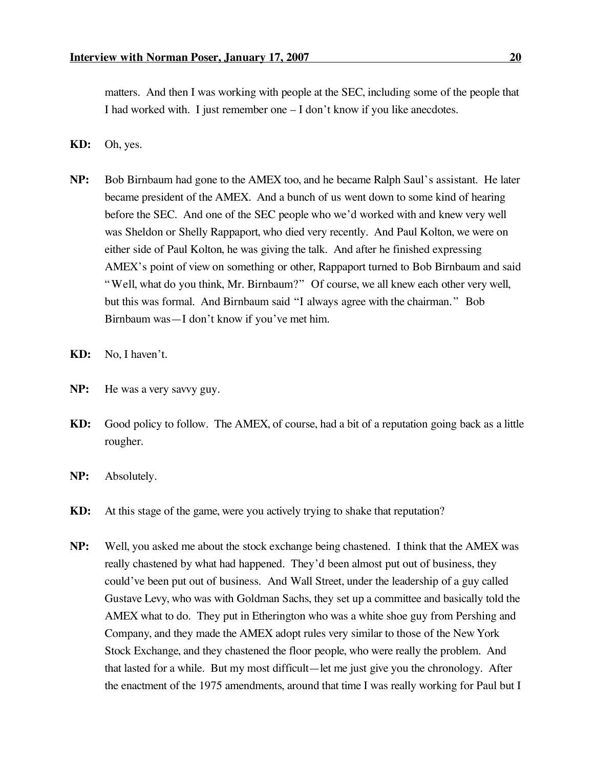matters. And then I was working with people at the SEC, including some of the people that I had worked with. I just remember one – I don't know if you like anecdotes.

**KD:** Oh, yes.

**NP:** Bob Birnbaum had gone to the AMEX too, and he became Ralph Saul's assistant. He later became president of the AMEX. And a bunch of us went down to some kind of hearing before the SEC. And one of the SEC people who we'd worked with and knew very well was Sheldon or Shelly Rappaport, who died very recently. And Paul Kolton, we were on either side of Paul Kolton, he was giving the talk. And after he finished expressing AMEX's point of view on something or other, Rappaport turned to Bob Birnbaum and said "Well, what do you think, Mr. Birnbaum?" Of course, we all knew each other very well, but this was formal. And Birnbaum said "I always agree with the chairman." Bob Birnbaum was—I don't know if you've met him.

**KD:** No, I haven't.

**NP:** He was a very savvy guy.

**KD:** Good policy to follow. The AMEX, of course, had a bit of a reputation going back as a little rougher.

**NP:** Absolutely.

**KD:** At this stage of the game, were you actively trying to shake that reputation?

**NP:** Well, you asked me about the stock exchange being chastened. I think that the AMEX was really chastened by what had happened. They'd been almost put out of business, they could've been put out of business. And Wall Street, under the leadership of a guy called Gustave Levy, who was with Goldman Sachs, they set up a committee and basically told the AMEX what to do. They put in Etherington who was a white shoe guy from Pershing and Company, and they made the AMEX adopt rules very similar to those of the New York Stock Exchange, and they chastened the floor people, who were really the problem. And that lasted for a while. But my most difficult—let me just give you the chronology. After the enactment of the 1975 amendments, around that time I was really working for Paul but I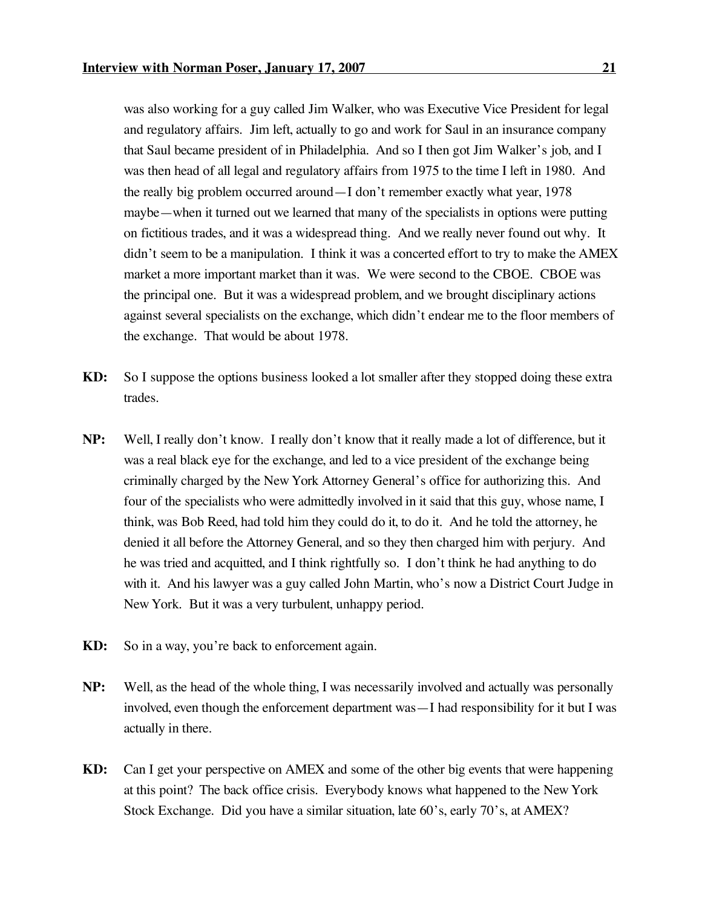was also working for a guy called Jim Walker, who was Executive Vice President for legal and regulatory affairs. Jim left, actually to go and work for Saul in an insurance company that Saul became president of in Philadelphia. And so I then got Jim Walker's job, and I was then head of all legal and regulatory affairs from 1975 to the time I left in 1980. And the really big problem occurred around—I don't remember exactly what year, 1978 maybe—when it turned out we learned that many of the specialists in options were putting on fictitious trades, and it was a widespread thing. And we really never found out why. It didn't seem to be a manipulation. I think it was a concerted effort to try to make the AMEX market a more important market than it was. We were second to the CBOE. CBOE was the principal one. But it was a widespread problem, and we brought disciplinary actions against several specialists on the exchange, which didn't endear me to the floor members of the exchange. That would be about 1978.

**KD:** So I suppose the options business looked a lot smaller after they stopped doing these extra trades.

**NP:** Well, I really don't know. I really don't know that it really made a lot of difference, but it was a real black eye for the exchange, and led to a vice president of the exchange being criminally charged by the New York Attorney General's office for authorizing this. And four of the specialists who were admittedly involved in it said that this guy, whose name, I think, was Bob Reed, had told him they could do it, to do it. And he told the attorney, he denied it all before the Attorney General, and so they then charged him with perjury. And he was tried and acquitted, and I think rightfully so. I don't think he had anything to do with it. And his lawyer was a guy called John Martin, who's now a District Court Judge in New York. But it was a very turbulent, unhappy period.

**KD:** So in a way, you're back to enforcement again.

**NP:** Well, as the head of the whole thing, I was necessarily involved and actually was personally involved, even though the enforcement department was—I had responsibility for it but I was actually in there.

**KD:** Can I get your perspective on AMEX and some of the other big events that were happening at this point? The back office crisis. Everybody knows what happened to the New York Stock Exchange. Did you have a similar situation, late 60's, early 70's, at AMEX?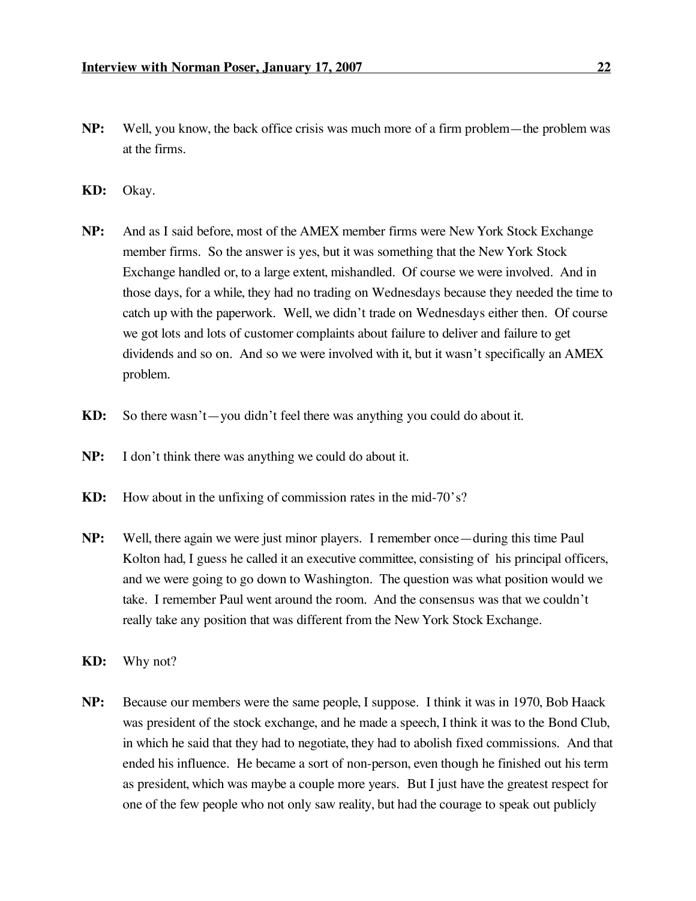**NP:** Well, you know, the back office crisis was much more of a firm problem—the problem was at the firms.

**KD:** Okay.

**NP:** And as I said before, most of the AMEX member firms were New York Stock Exchange member firms. So the answer is yes, but it was something that the New York Stock Exchange handled or, to a large extent, mishandled. Of course we were involved. And in those days, for a while, they had no trading on Wednesdays because they needed the time to catch up with the paperwork. Well, we didn't trade on Wednesdays either then. Of course we got lots and lots of customer complaints about failure to deliver and failure to get dividends and so on. And so we were involved with it, but it wasn't specifically an AMEX problem.

**KD:** So there wasn't—you didn't feel there was anything you could do about it.

**NP:** I don't think there was anything we could do about it.

**KD:** How about in the unfixing of commission rates in the mid-70's?

**NP:** Well, there again we were just minor players. I remember once—during this time Paul Kolton had, I guess he called it an executive committee, consisting of his principal officers, and we were going to go down to Washington. The question was what position would we take. I remember Paul went around the room. And the consensus was that we couldn't really take any position that was different from the New York Stock Exchange.

**KD:** Why not?

**NP:** Because our members were the same people, I suppose. I think it was in 1970, Bob Haack was president of the stock exchange, and he made a speech, I think it was to the Bond Club, in which he said that they had to negotiate, they had to abolish fixed commissions. And that ended his influence. He became a sort of non-person, even though he finished out his term as president, which was maybe a couple more years. But I just have the greatest respect for one of the few people who not only saw reality, but had the courage to speak out publicly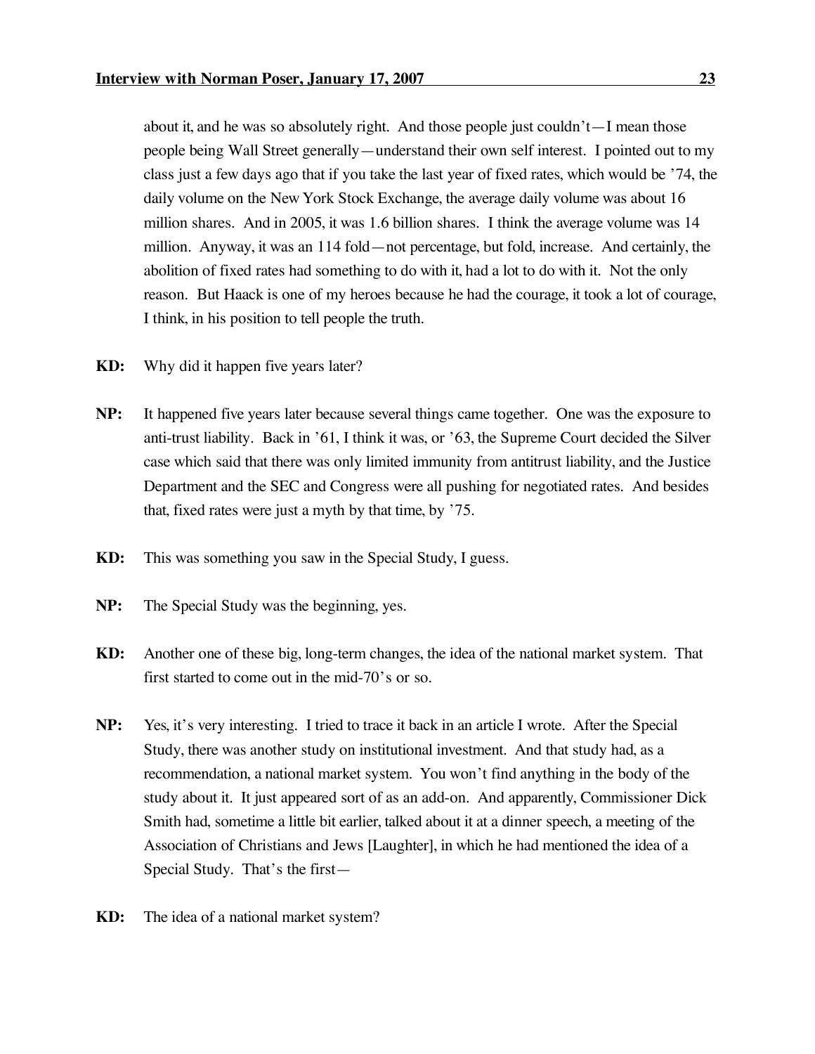about it, and he was so absolutely right. And those people just couldn't—I mean those people being Wall Street generally—understand their own self interest. I pointed out to my class just a few days ago that if you take the last year of fixed rates, which would be '74, the daily volume on the New York Stock Exchange, the average daily volume was about 16 million shares. And in 2005, it was 1.6 billion shares. I think the average volume was 14 million. Anyway, it was an 114 fold—not percentage, but fold, increase. And certainly, the abolition of fixed rates had something to do with it, had a lot to do with it. Not the only reason. But Haack is one of my heroes because he had the courage, it took a lot of courage, I think, in his position to tell people the truth.

**KD:** Why did it happen five years later?

**NP:** It happened five years later because several things came together. One was the exposure to anti-trust liability. Back in '61, I think it was, or '63, the Supreme Court decided the Silver case which said that there was only limited immunity from antitrust liability, and the Justice Department and the SEC and Congress were all pushing for negotiated rates. And besides that, fixed rates were just a myth by that time, by '75.

**KD:** This was something you saw in the Special Study, I guess.

**NP:** The Special Study was the beginning, yes.

**KD:** Another one of these big, long-term changes, the idea of the national market system. That first started to come out in the mid-70's or so.

**NP:** Yes, it's very interesting. I tried to trace it back in an article I wrote. After the Special Study, there was another study on institutional investment. And that study had, as a recommendation, a national market system. You won't find anything in the body of the study about it. It just appeared sort of as an add-on. And apparently, Commissioner Dick Smith had, sometime a little bit earlier, talked about it at a dinner speech, a meeting of the Association of Christians and Jews [Laughter], in which he had mentioned the idea of a Special Study. That's the first—

**KD:** The idea of a national market system?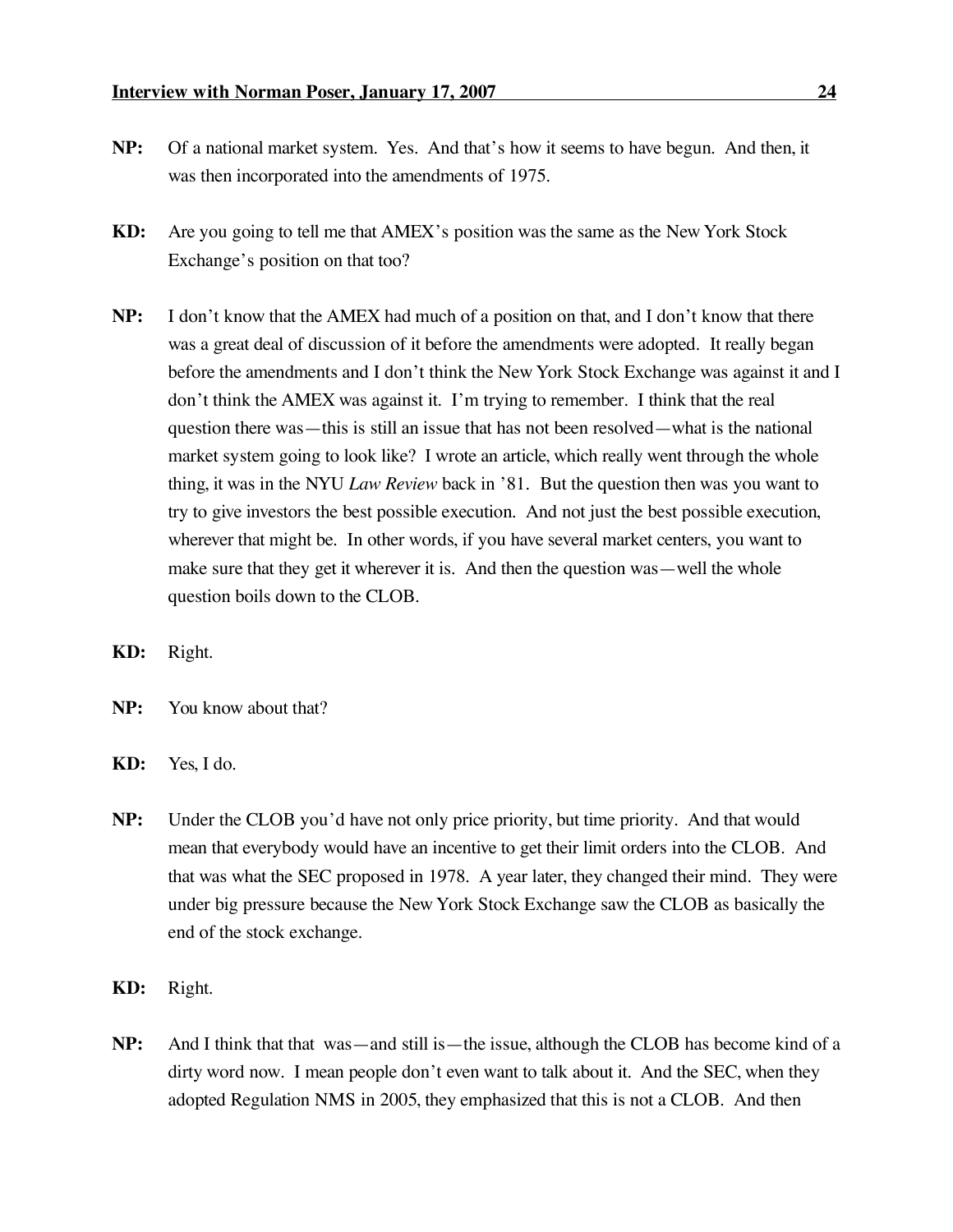**NP:** Of a national market system. Yes. And that's how it seems to have begun. And then, it was then incorporated into the amendments of 1975.

**KD:** Are you going to tell me that AMEX's position was the same as the New York Stock Exchange's position on that too?

**NP:** I don't know that the AMEX had much of a position on that, and I don't know that there was a great deal of discussion of it before the amendments were adopted. It really began before the amendments and I don't think the New York Stock Exchange was against it and I don't think the AMEX was against it. I'm trying to remember. I think that the real question there was—this is still an issue that has not been resolved—what is the national market system going to look like? I wrote an article, which really went through the whole thing, it was in the NYU *Law Review* back in '81. But the question then was you want to try to give investors the best possible execution. And not just the best possible execution, wherever that might be. In other words, if you have several market centers, you want to make sure that they get it wherever it is. And then the question was—well the whole question boils down to the CLOB.

**KD:** Right.

**NP:** You know about that?

**KD:** Yes, I do.

**NP:** Under the CLOB you'd have not only price priority, but time priority. And that would mean that everybody would have an incentive to get their limit orders into the CLOB. And that was what the SEC proposed in 1978. A year later, they changed their mind. They were under big pressure because the New York Stock Exchange saw the CLOB as basically the end of the stock exchange.

**KD:** Right.

**NP:** And I think that that was—and still is—the issue, although the CLOB has become kind of a dirty word now. I mean people don't even want to talk about it. And the SEC, when they adopted Regulation NMS in 2005, they emphasized that this is not a CLOB. And then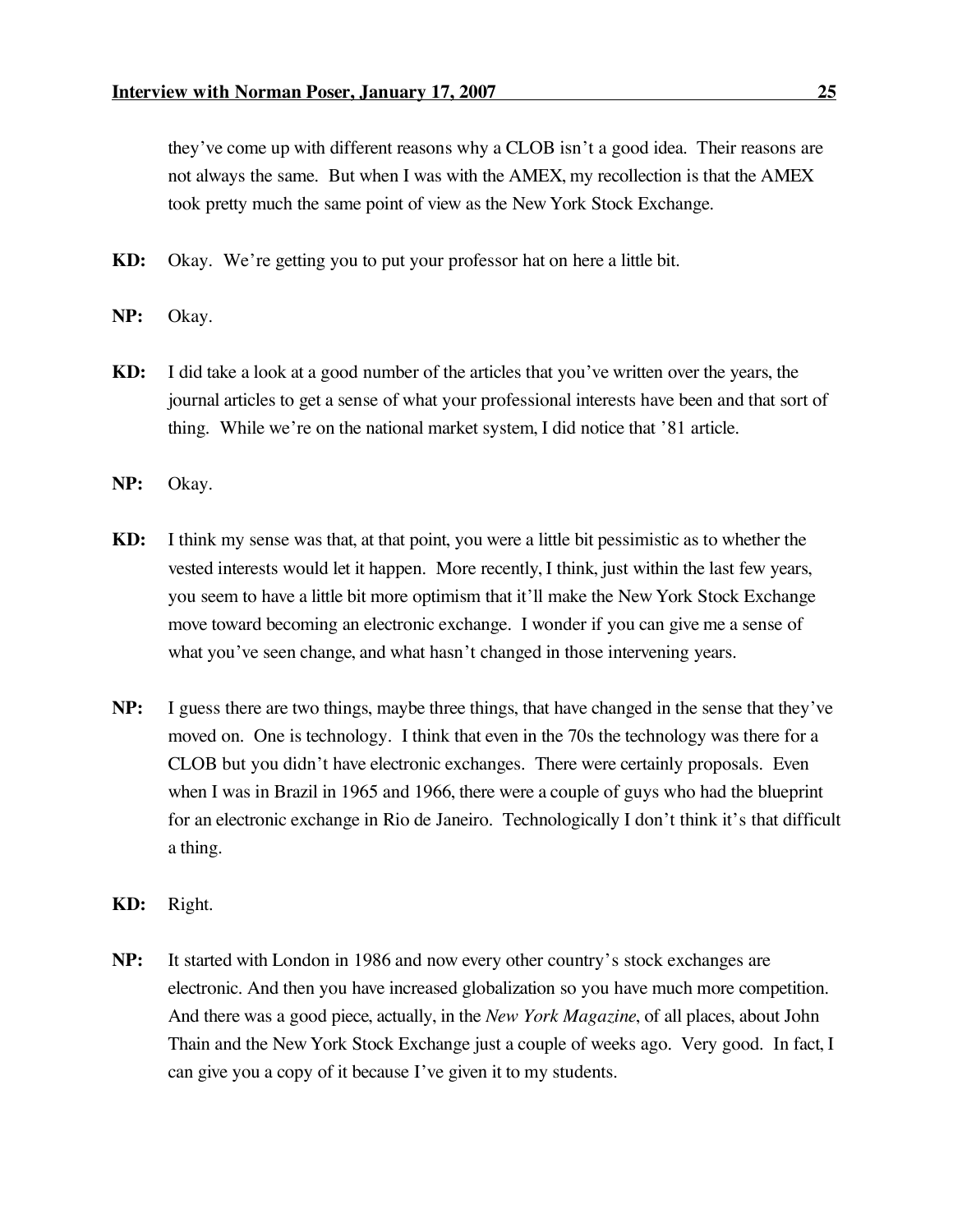they've come up with different reasons why a CLOB isn't a good idea. Their reasons are not always the same. But when I was with the AMEX, my recollection is that the AMEX took pretty much the same point of view as the New York Stock Exchange.

**KD:** Okay. We're getting you to put your professor hat on here a little bit.

**NP:** Okay.

**KD:** I did take a look at a good number of the articles that you've written over the years, the journal articles to get a sense of what your professional interests have been and that sort of thing. While we're on the national market system, I did notice that '81 article.

**NP:** Okay.

**KD:** I think my sense was that, at that point, you were a little bit pessimistic as to whether the vested interests would let it happen. More recently, I think, just within the last few years, you seem to have a little bit more optimism that it'll make the New York Stock Exchange move toward becoming an electronic exchange. I wonder if you can give me a sense of what you've seen change, and what hasn't changed in those intervening years.

**NP:** I guess there are two things, maybe three things, that have changed in the sense that they've moved on. One is technology. I think that even in the 70s the technology was there for a CLOB but you didn't have electronic exchanges. There were certainly proposals. Even when I was in Brazil in 1965 and 1966, there were a couple of guys who had the blueprint for an electronic exchange in Rio de Janeiro. Technologically I don't think it's that difficult a thing.

**KD:** Right.

**NP:** It started with London in 1986 and now every other country's stock exchanges are electronic. And then you have increased globalization so you have much more competition. And there was a good piece, actually, in the *New York Magazine*, of all places, about John Thain and the New York Stock Exchange just a couple of weeks ago. Very good. In fact, I can give you a copy of it because I've given it to my students.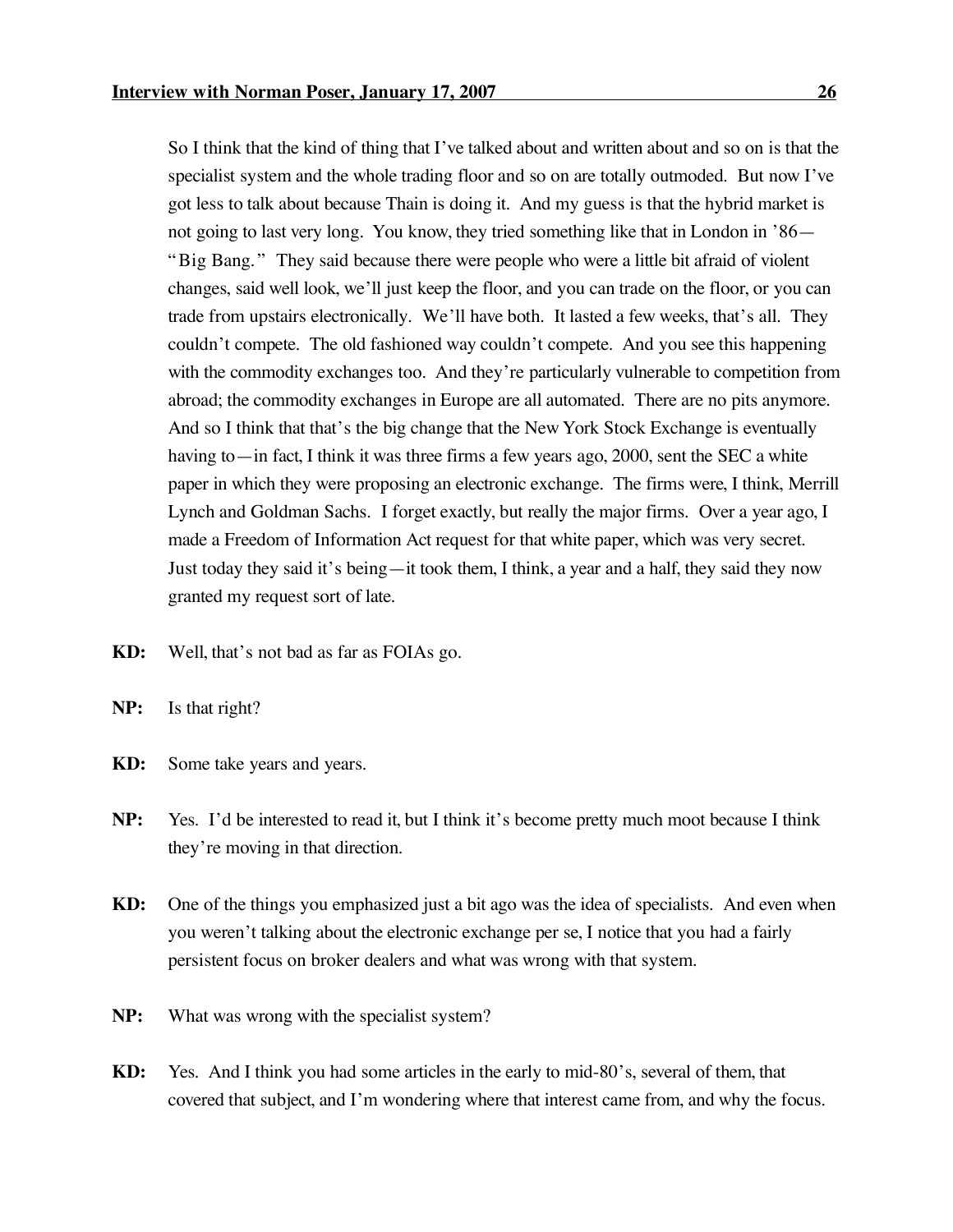So I think that the kind of thing that I've talked about and written about and so on is that the specialist system and the whole trading floor and so on are totally outmoded. But now I've got less to talk about because Thain is doing it. And my guess is that the hybrid market is not going to last very long. You know, they tried something like that in London in '86—"Big Bang." They said because there were people who were a little bit afraid of violent changes, said well look, we'll just keep the floor, and you can trade on the floor, or you can trade from upstairs electronically. We'll have both. It lasted a few weeks, that's all. They couldn't compete. The old fashioned way couldn't compete. And you see this happening with the commodity exchanges too. And they're particularly vulnerable to competition from abroad; the commodity exchanges in Europe are all automated. There are no pits anymore. And so I think that that's the big change that the New York Stock Exchange is eventually having to—in fact, I think it was three firms a few years ago, 2000, sent the SEC a white paper in which they were proposing an electronic exchange. The firms were, I think, Merrill Lynch and Goldman Sachs. I forget exactly, but really the major firms. Over a year ago, I made a Freedom of Information Act request for that white paper, which was very secret. Just today they said it's being—it took them, I think, a year and a half, they said they now granted my request sort of late.

**KD:** Well, that's not bad as far as FOIAs go.

**NP:** Is that right?

**KD:** Some take years and years.

**NP:** Yes. I'd be interested to read it, but I think it's become pretty much moot because I think they're moving in that direction.

**KD:** One of the things you emphasized just a bit ago was the idea of specialists. And even when you weren't talking about the electronic exchange per se, I notice that you had a fairly persistent focus on broker dealers and what was wrong with that system.

**NP:** What was wrong with the specialist system?

**KD:** Yes. And I think you had some articles in the early to mid-80's, several of them, that covered that subject, and I'm wondering where that interest came from, and why the focus.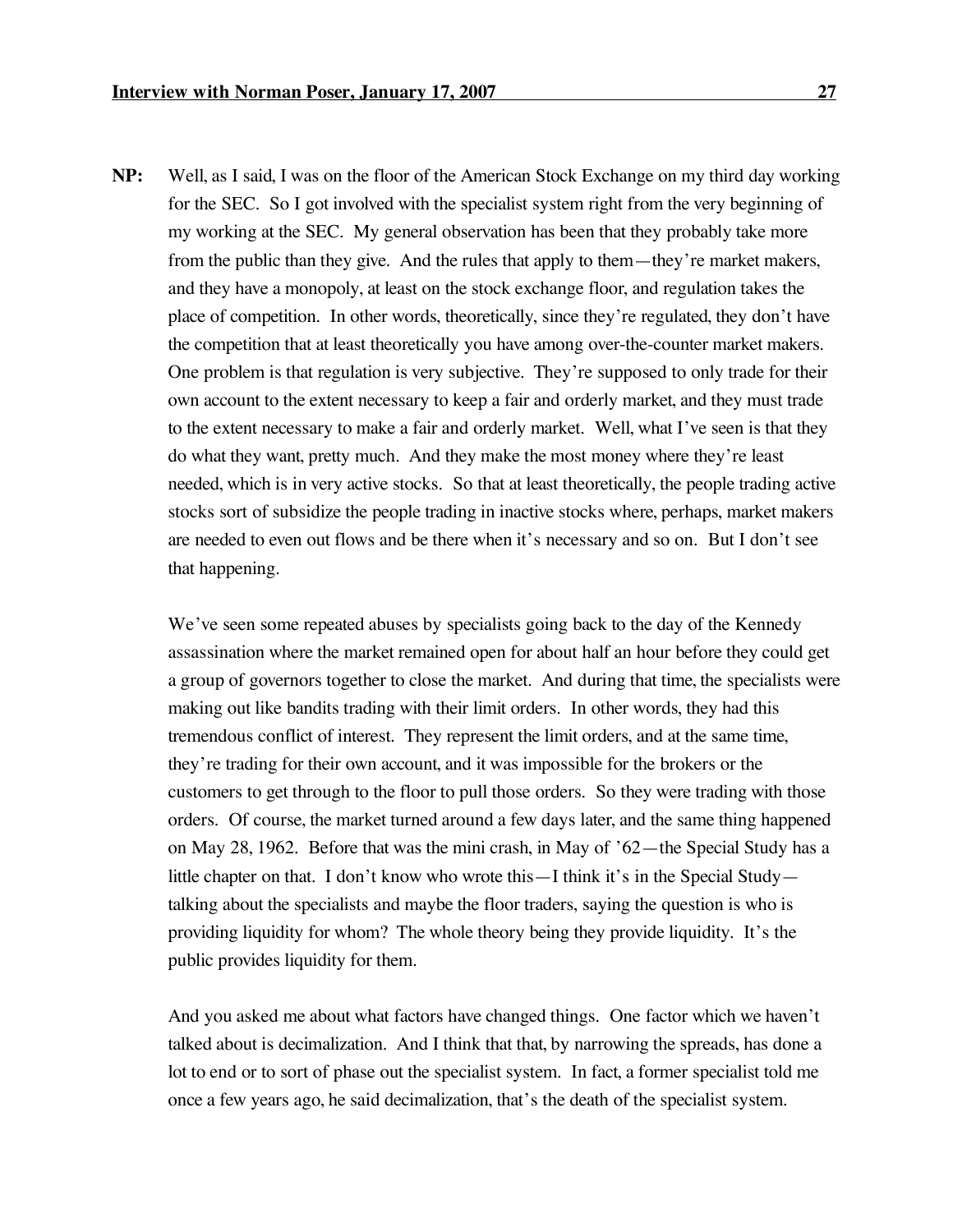**NP:** Well, as I said, I was on the floor of the American Stock Exchange on my third day working for the SEC. So I got involved with the specialist system right from the very beginning of my working at the SEC. My general observation has been that they probably take more from the public than they give. And the rules that apply to them—they're market makers, and they have a monopoly, at least on the stock exchange floor, and regulation takes the place of competition. In other words, theoretically, since they're regulated, they don't have the competition that at least theoretically you have among over-the-counter market makers. One problem is that regulation is very subjective. They're supposed to only trade for their own account to the extent necessary to keep a fair and orderly market, and they must trade to the extent necessary to make a fair and orderly market. Well, what I've seen is that they do what they want, pretty much. And they make the most money where they're least needed, which is in very active stocks. So that at least theoretically, the people trading active stocks sort of subsidize the people trading in inactive stocks where, perhaps, market makers are needed to even out flows and be there when it's necessary and so on. But I don't see that happening.

We've seen some repeated abuses by specialists going back to the day of the Kennedy assassination where the market remained open for about half an hour before they could get a group of governors together to close the market. And during that time, the specialists were making out like bandits trading with their limit orders. In other words, they had this tremendous conflict of interest. They represent the limit orders, and at the same time, they're trading for their own account, and it was impossible for the brokers or the customers to get through to the floor to pull those orders. So they were trading with those orders. Of course, the market turned around a few days later, and the same thing happened on May 28, 1962. Before that was the mini crash, in May of '62—the Special Study has a little chapter on that. I don't know who wrote this—I think it's in the Special Study—talking about the specialists and maybe the floor traders, saying the question is who is providing liquidity for whom? The whole theory being they provide liquidity. It's the public provides liquidity for them.

And you asked me about what factors have changed things. One factor which we haven't talked about is decimalization. And I think that that, by narrowing the spreads, has done a lot to end or to sort of phase out the specialist system. In fact, a former specialist told me once a few years ago, he said decimalization, that's the death of the specialist system.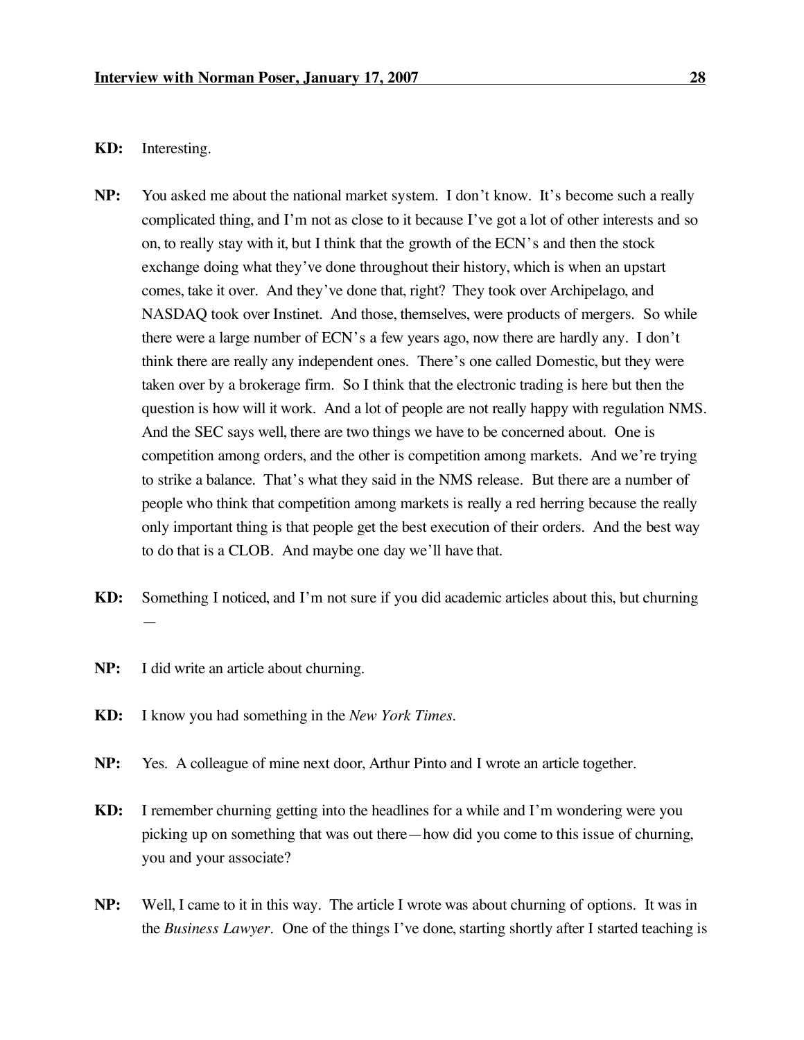**KD:** Interesting.

**NP:** You asked me about the national market system. I don't know. It's become such a really complicated thing, and I'm not as close to it because I've got a lot of other interests and so on, to really stay with it, but I think that the growth of the ECN's and then the stock exchange doing what they've done throughout their history, which is when an upstart comes, take it over. And they've done that, right? They took over Archipelago, and NASDAQ took over Instinet. And those, themselves, were products of mergers. So while there were a large number of ECN's a few years ago, now there are hardly any. I don't think there are really any independent ones. There's one called Domestic, but they were taken over by a brokerage firm. So I think that the electronic trading is here but then the question is how will it work. And a lot of people are not really happy with regulation NMS. And the SEC says well, there are two things we have to be concerned about. One is competition among orders, and the other is competition among markets. And we're trying to strike a balance. That's what they said in the NMS release. But there are a number of people who think that competition among markets is really a red herring because the really only important thing is that people get the best execution of their orders. And the best way to do that is a CLOB. And maybe one day we'll have that.

**KD:** Something I noticed, and I'm not sure if you did academic articles about this, but churning —

**NP:** I did write an article about churning.

**KD:** I know you had something in the *New York Times*.

**NP:** Yes. A colleague of mine next door, Arthur Pinto and I wrote an article together.

**KD:** I remember churning getting into the headlines for a while and I'm wondering were you picking up on something that was out there—how did you come to this issue of churning, you and your associate?

**NP:** Well, I came to it in this way. The article I wrote was about churning of options. It was in the *Business Lawyer*. One of the things I've done, starting shortly after I started teaching is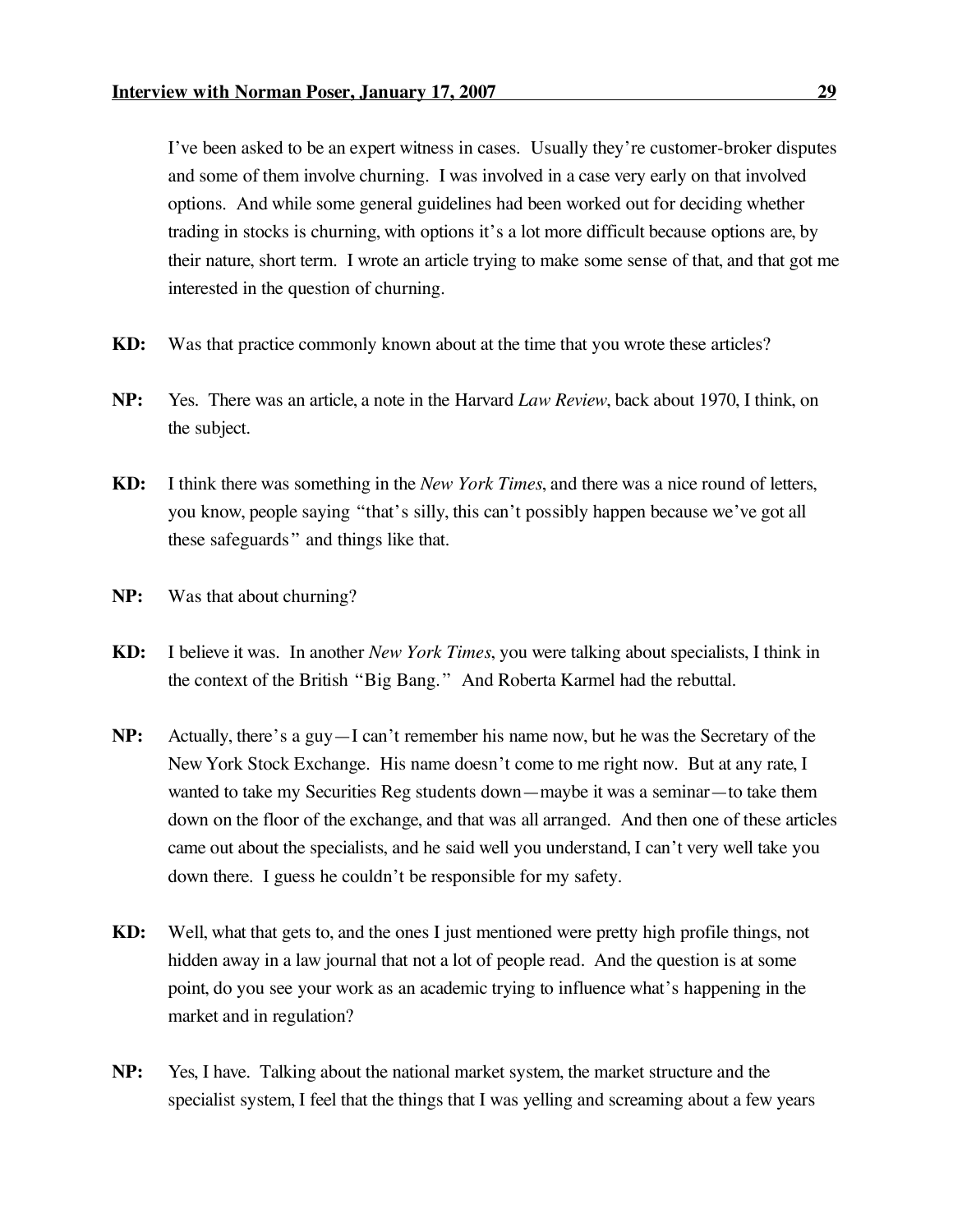I've been asked to be an expert witness in cases. Usually they're customer-broker disputes and some of them involve churning. I was involved in a case very early on that involved options. And while some general guidelines had been worked out for deciding whether trading in stocks is churning, with options it's a lot more difficult because options are, by their nature, short term. I wrote an article trying to make some sense of that, and that got me interested in the question of churning.

**KD:** Was that practice commonly known about at the time that you wrote these articles?

**NP:** Yes. There was an article, a note in the Harvard *Law Review*, back about 1970, I think, on the subject.

**KD:** I think there was something in the *New York Times*, and there was a nice round of letters, you know, people saying "that's silly, this can't possibly happen because we've got all these safeguards" and things like that.

**NP:** Was that about churning?

**KD:** I believe it was. In another *New York Times*, you were talking about specialists, I think in the context of the British "Big Bang." And Roberta Karmel had the rebuttal.

**NP:** Actually, there's a guy—I can't remember his name now, but he was the Secretary of the New York Stock Exchange. His name doesn't come to me right now. But at any rate, I wanted to take my Securities Reg students down—maybe it was a seminar—to take them down on the floor of the exchange, and that was all arranged. And then one of these articles came out about the specialists, and he said well you understand, I can't very well take you down there. I guess he couldn't be responsible for my safety.

**KD:** Well, what that gets to, and the ones I just mentioned were pretty high profile things, not hidden away in a law journal that not a lot of people read. And the question is at some point, do you see your work as an academic trying to influence what's happening in the market and in regulation?

**NP:** Yes, I have. Talking about the national market system, the market structure and the specialist system, I feel that the things that I was yelling and screaming about a few years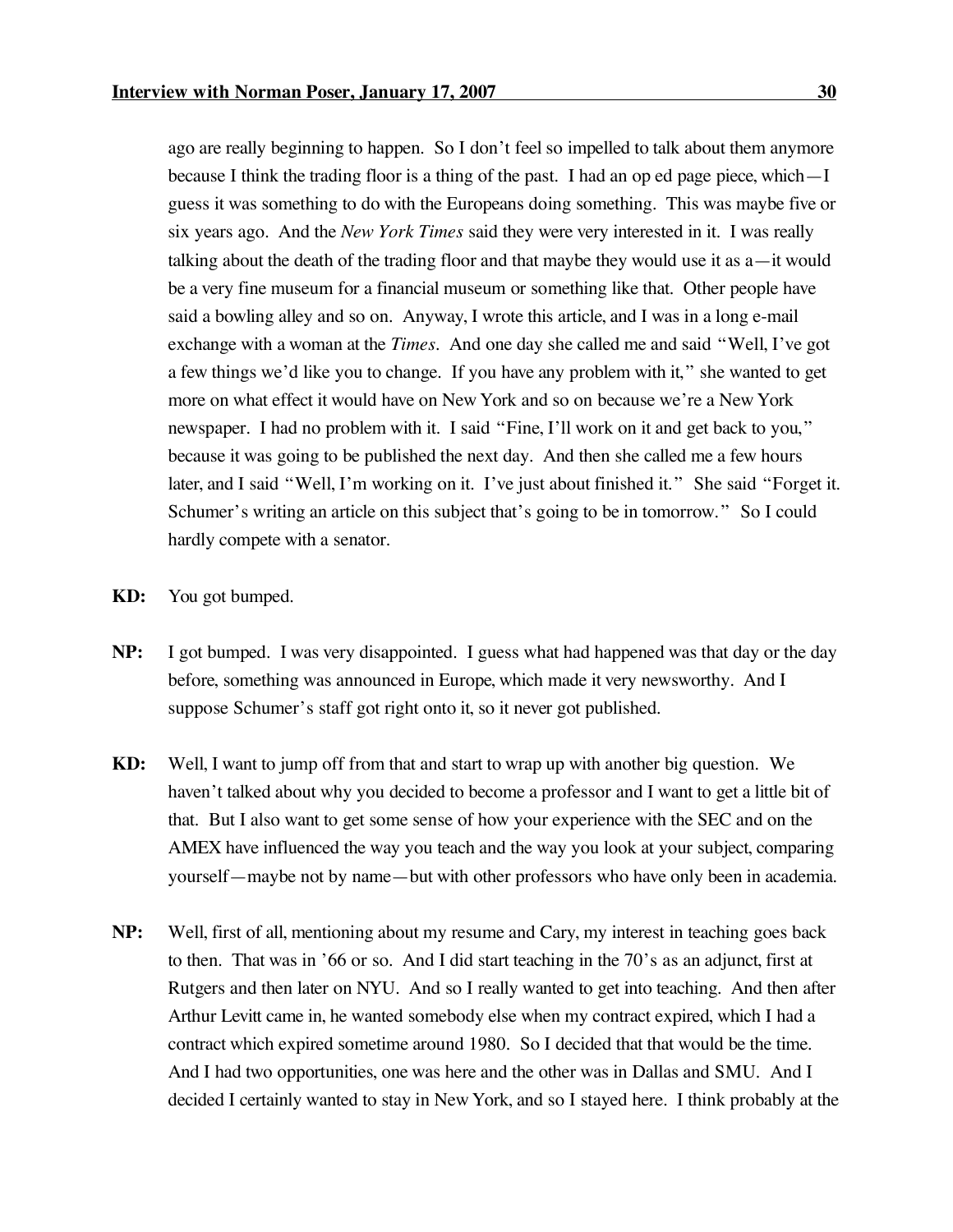ago are really beginning to happen. So I don't feel so impelled to talk about them anymore because I think the trading floor is a thing of the past. I had an op ed page piece, which—I guess it was something to do with the Europeans doing something. This was maybe five or six years ago. And the *New York Times* said they were very interested in it. I was really talking about the death of the trading floor and that maybe they would use it as a—it would be a very fine museum for a financial museum or something like that. Other people have said a bowling alley and so on. Anyway, I wrote this article, and I was in a long e-mail exchange with a woman at the *Times*. And one day she called me and said "Well, I've got a few things we'd like you to change. If you have any problem with it," she wanted to get more on what effect it would have on New York and so on because we're a New York newspaper. I had no problem with it. I said "Fine, I'll work on it and get back to you," because it was going to be published the next day. And then she called me a few hours later, and I said "Well, I'm working on it. I've just about finished it." She said "Forget it. Schumer's writing an article on this subject that's going to be in tomorrow." So I could hardly compete with a senator.

**KD:** You got bumped.

**NP:** I got bumped. I was very disappointed. I guess what had happened was that day or the day before, something was announced in Europe, which made it very newsworthy. And I suppose Schumer's staff got right onto it, so it never got published.

**KD:** Well, I want to jump off from that and start to wrap up with another big question. We haven't talked about why you decided to become a professor and I want to get a little bit of that. But I also want to get some sense of how your experience with the SEC and on the AMEX have influenced the way you teach and the way you look at your subject, comparing yourself—maybe not by name—but with other professors who have only been in academia.

**NP:** Well, first of all, mentioning about my resume and Cary, my interest in teaching goes back to then. That was in '66 or so. And I did start teaching in the 70's as an adjunct, first at Rutgers and then later on NYU. And so I really wanted to get into teaching. And then after Arthur Levitt came in, he wanted somebody else when my contract expired, which I had a contract which expired sometime around 1980. So I decided that that would be the time. And I had two opportunities, one was here and the other was in Dallas and SMU. And I decided I certainly wanted to stay in New York, and so I stayed here. I think probably at the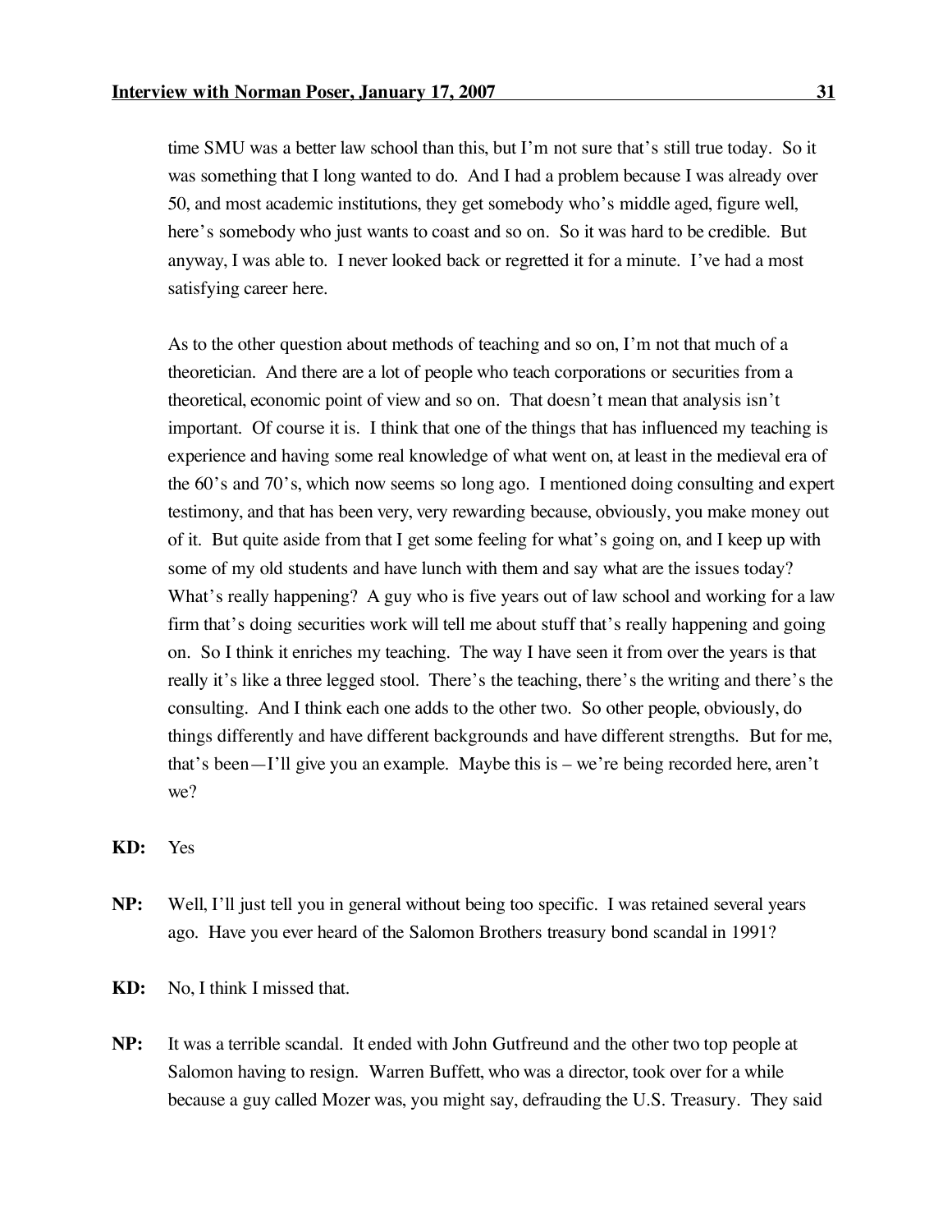time SMU was a better law school than this, but I'm not sure that's still true today. So it was something that I long wanted to do. And I had a problem because I was already over 50, and most academic institutions, they get somebody who's middle aged, figure well, here's somebody who just wants to coast and so on. So it was hard to be credible. But anyway, I was able to. I never looked back or regretted it for a minute. I've had a most satisfying career here.

As to the other question about methods of teaching and so on, I'm not that much of a theoretician. And there are a lot of people who teach corporations or securities from a theoretical, economic point of view and so on. That doesn't mean that analysis isn't important. Of course it is. I think that one of the things that has influenced my teaching is experience and having some real knowledge of what went on, at least in the medieval era of the 60's and 70's, which now seems so long ago. I mentioned doing consulting and expert testimony, and that has been very, very rewarding because, obviously, you make money out of it. But quite aside from that I get some feeling for what's going on, and I keep up with some of my old students and have lunch with them and say what are the issues today? What's really happening? A guy who is five years out of law school and working for a law firm that's doing securities work will tell me about stuff that's really happening and going on. So I think it enriches my teaching. The way I have seen it from over the years is that really it's like a three legged stool. There's the teaching, there's the writing and there's the consulting. And I think each one adds to the other two. So other people, obviously, do things differently and have different backgrounds and have different strengths. But for me, that's been—I'll give you an example. Maybe this is – we're being recorded here, aren't we?

**KD:** Yes

**NP:** Well, I'll just tell you in general without being too specific. I was retained several years ago. Have you ever heard of the Salomon Brothers treasury bond scandal in 1991?

**KD:** No, I think I missed that.

**NP:** It was a terrible scandal. It ended with John Gutfreund and the other two top people at Salomon having to resign. Warren Buffett, who was a director, took over for a while because a guy called Mozer was, you might say, defrauding the U.S. Treasury. They said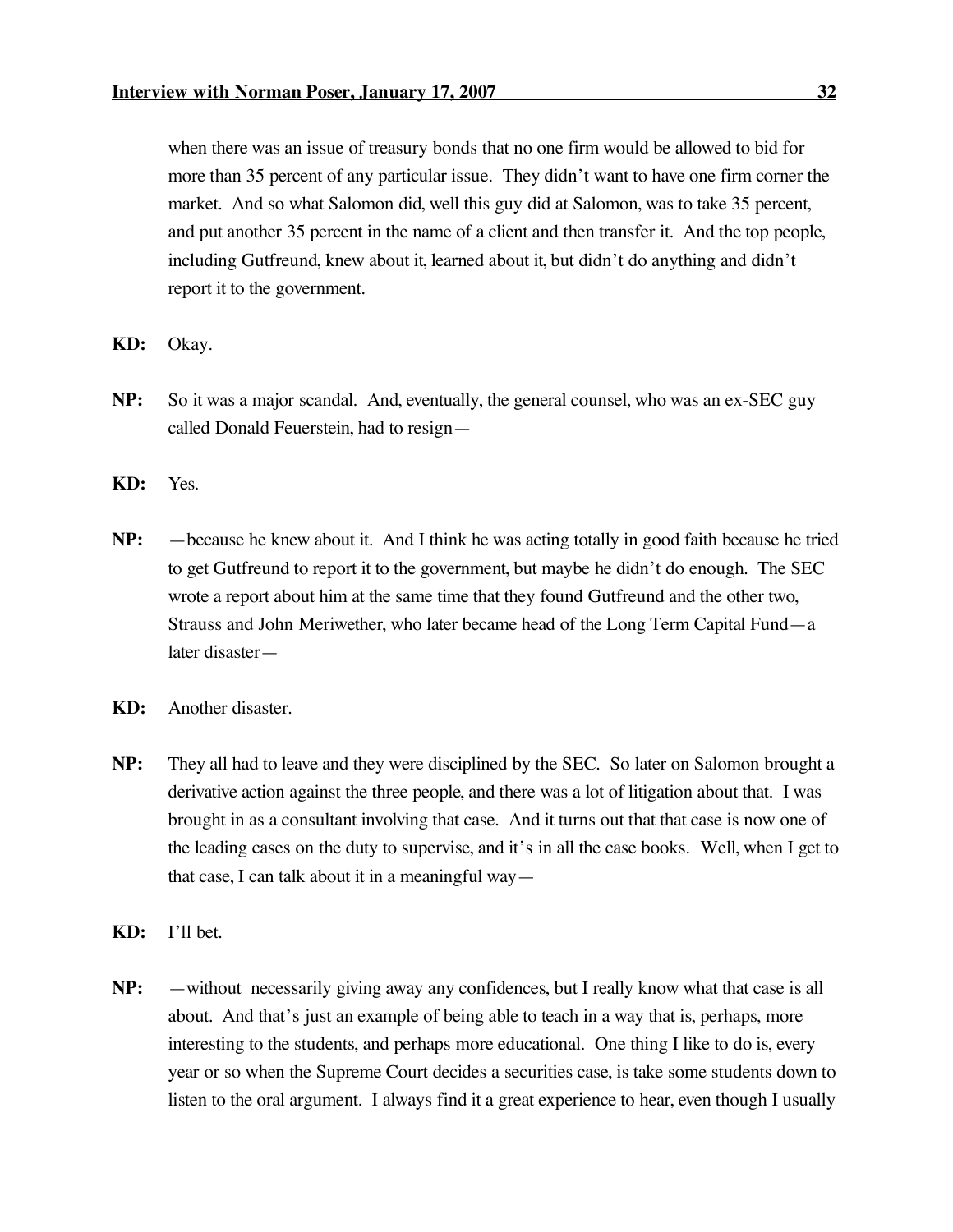when there was an issue of treasury bonds that no one firm would be allowed to bid for more than 35 percent of any particular issue. They didn't want to have one firm corner the market. And so what Salomon did, well this guy did at Salomon, was to take 35 percent, and put another 35 percent in the name of a client and then transfer it. And the top people, including Gutfreund, knew about it, learned about it, but didn't do anything and didn't report it to the government.

**KD:** Okay.

**NP:** So it was a major scandal. And, eventually, the general counsel, who was an ex-SEC guy called Donald Feuerstein, had to resign—

**KD:** Yes.

**NP:** —because he knew about it. And I think he was acting totally in good faith because he tried to get Gutfreund to report it to the government, but maybe he didn't do enough. The SEC wrote a report about him at the same time that they found Gutfreund and the other two, Strauss and John Meriwether, who later became head of the Long Term Capital Fund—a later disaster—

**KD:** Another disaster.

**NP:** They all had to leave and they were disciplined by the SEC. So later on Salomon brought a derivative action against the three people, and there was a lot of litigation about that. I was brought in as a consultant involving that case. And it turns out that that case is now one of the leading cases on the duty to supervise, and it's in all the case books. Well, when I get to that case, I can talk about it in a meaningful way—

**KD:** I'll bet.

**NP:** —without necessarily giving away any confidences, but I really know what that case is all about. And that's just an example of being able to teach in a way that is, perhaps, more interesting to the students, and perhaps more educational. One thing I like to do is, every year or so when the Supreme Court decides a securities case, is take some students down to listen to the oral argument. I always find it a great experience to hear, even though I usually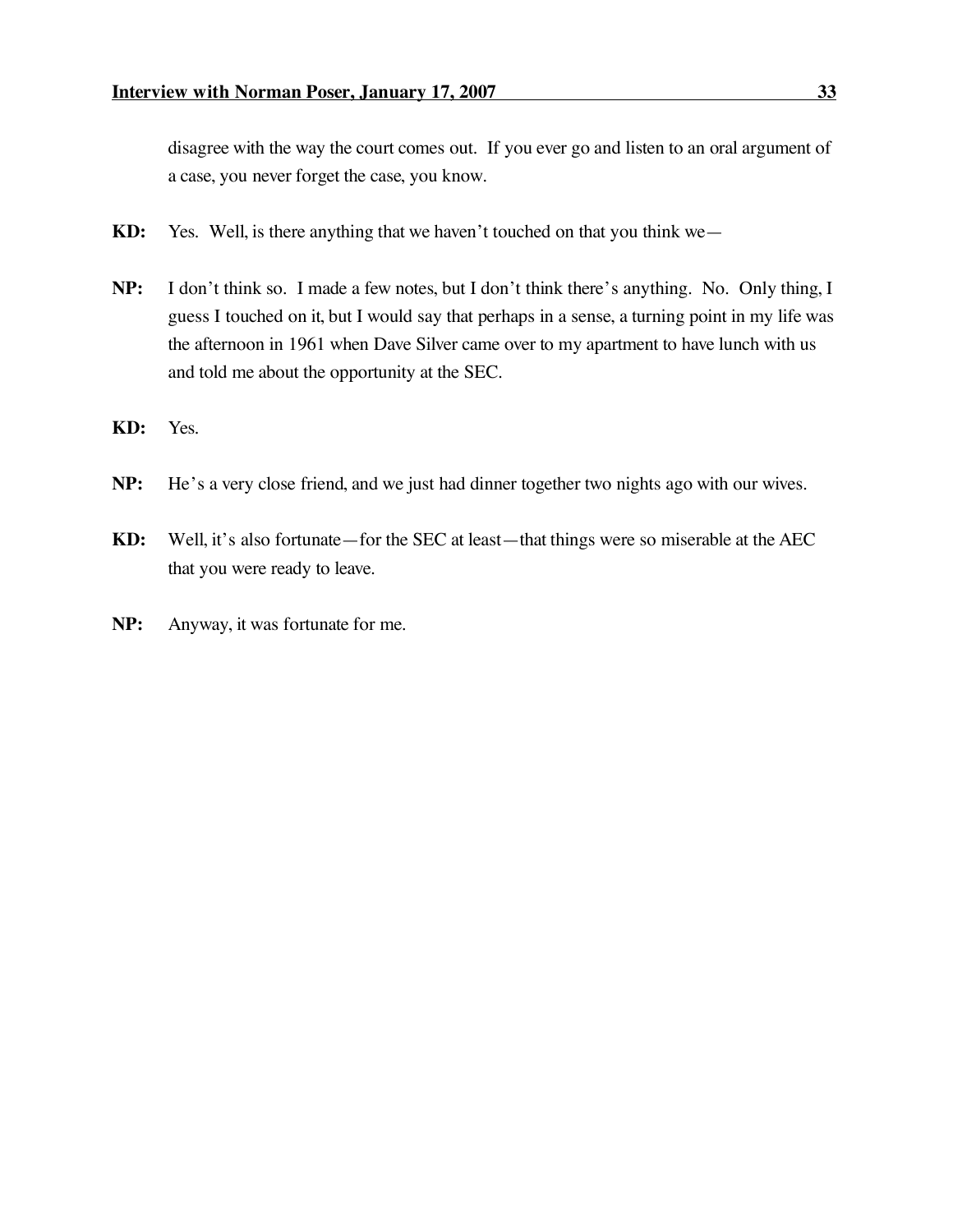disagree with the way the court comes out. If you ever go and listen to an oral argument of a case, you never forget the case, you know.

**KD:** Yes. Well, is there anything that we haven't touched on that you think we—

**NP:** I don't think so. I made a few notes, but I don't think there's anything. No. Only thing, I guess I touched on it, but I would say that perhaps in a sense, a turning point in my life was the afternoon in 1961 when Dave Silver came over to my apartment to have lunch with us and told me about the opportunity at the SEC.

**KD:** Yes.

**NP:** He's a very close friend, and we just had dinner together two nights ago with our wives.

**KD:** Well, it's also fortunate—for the SEC at least—that things were so miserable at the AEC that you were ready to leave.

**NP:** Anyway, it was fortunate for me.